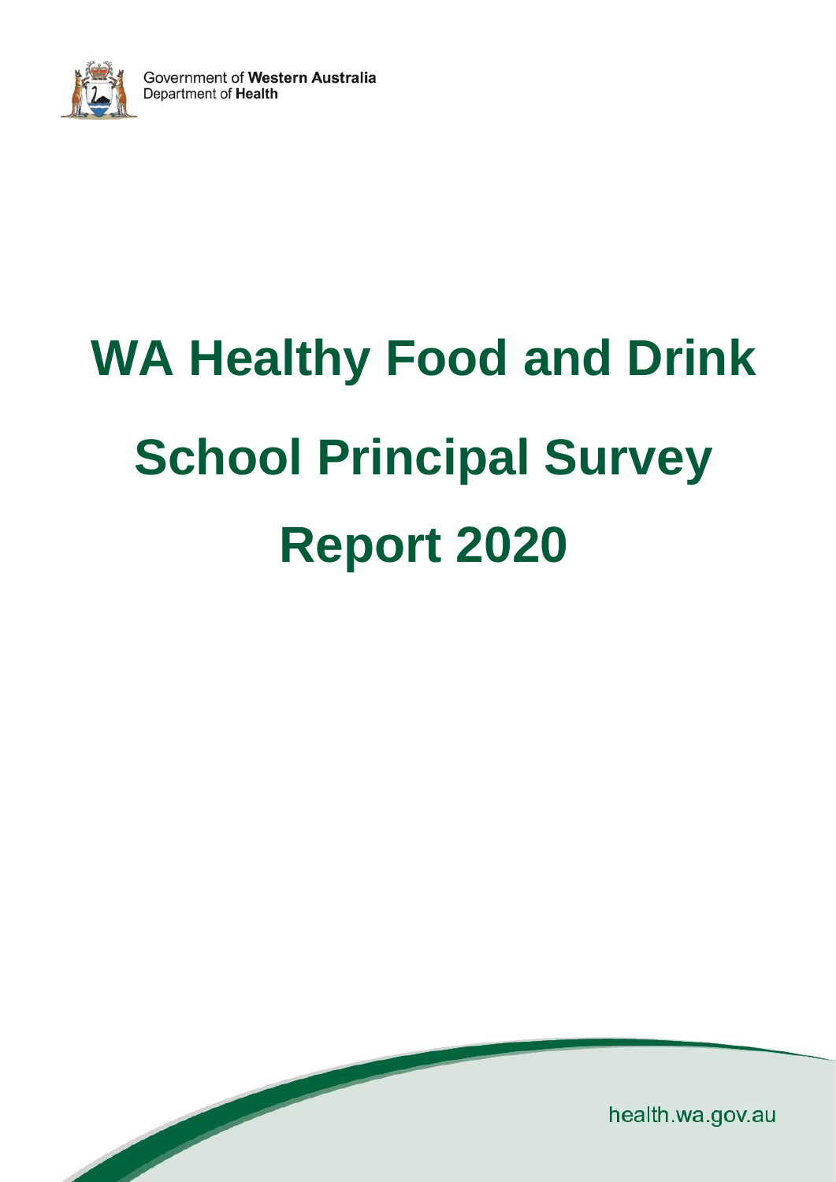Government of **Western Australia**
Department of **Health**

# WA Healthy Food and Drink School Principal Survey Report 2020

health.wa.gov.au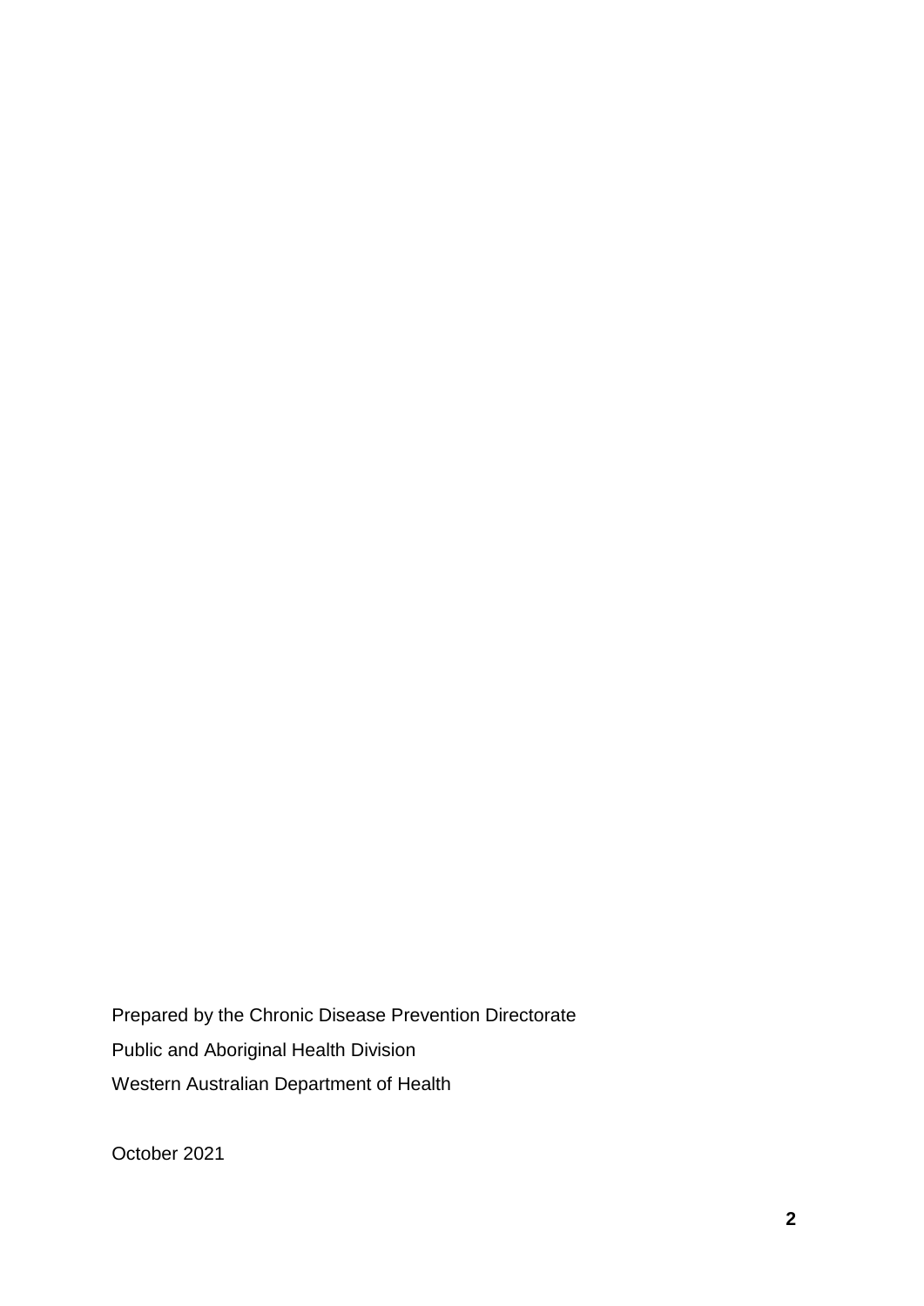Prepared by the Chronic Disease Prevention Directorate

Public and Aboriginal Health Division

Western Australian Department of Health

October 2021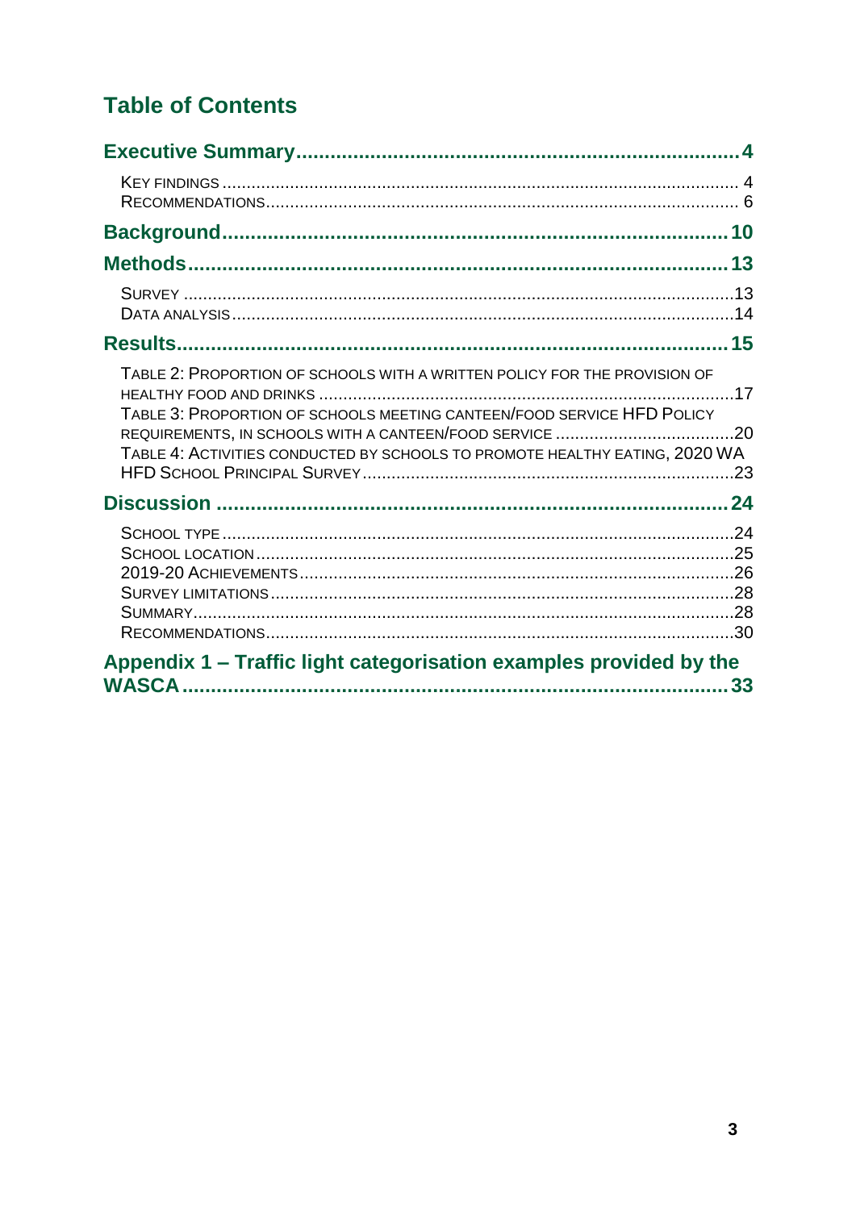## Table of Contents

**Executive Summary** ............................................................ 4

- Key findings ............................................................ 4
- Recommendations ............................................................ 6

**Background** ............................................................ 10

**Methods** ............................................................ 13

- Survey ............................................................ 13
- Data analysis ............................................................ 14

**Results** ............................................................ 15

- Table 2: Proportion of schools with a written policy for the provision of healthy food and drinks ............................................................ 17
- Table 3: Proportion of schools meeting canteen/food service HFD Policy requirements, in schools with a canteen/food service ............................................................ 20
- Table 4: Activities conducted by schools to promote healthy eating, 2020 WA HFD School Principal Survey ............................................................ 23

**Discussion** ............................................................ 24

- School type ............................................................ 24
- School location ............................................................ 25
- 2019-20 Achievements ............................................................ 26
- Survey limitations ............................................................ 28
- Summary ............................................................ 28
- Recommendations ............................................................ 30

**Appendix 1 – Traffic light categorisation examples provided by the WASCA** ............................................................ 33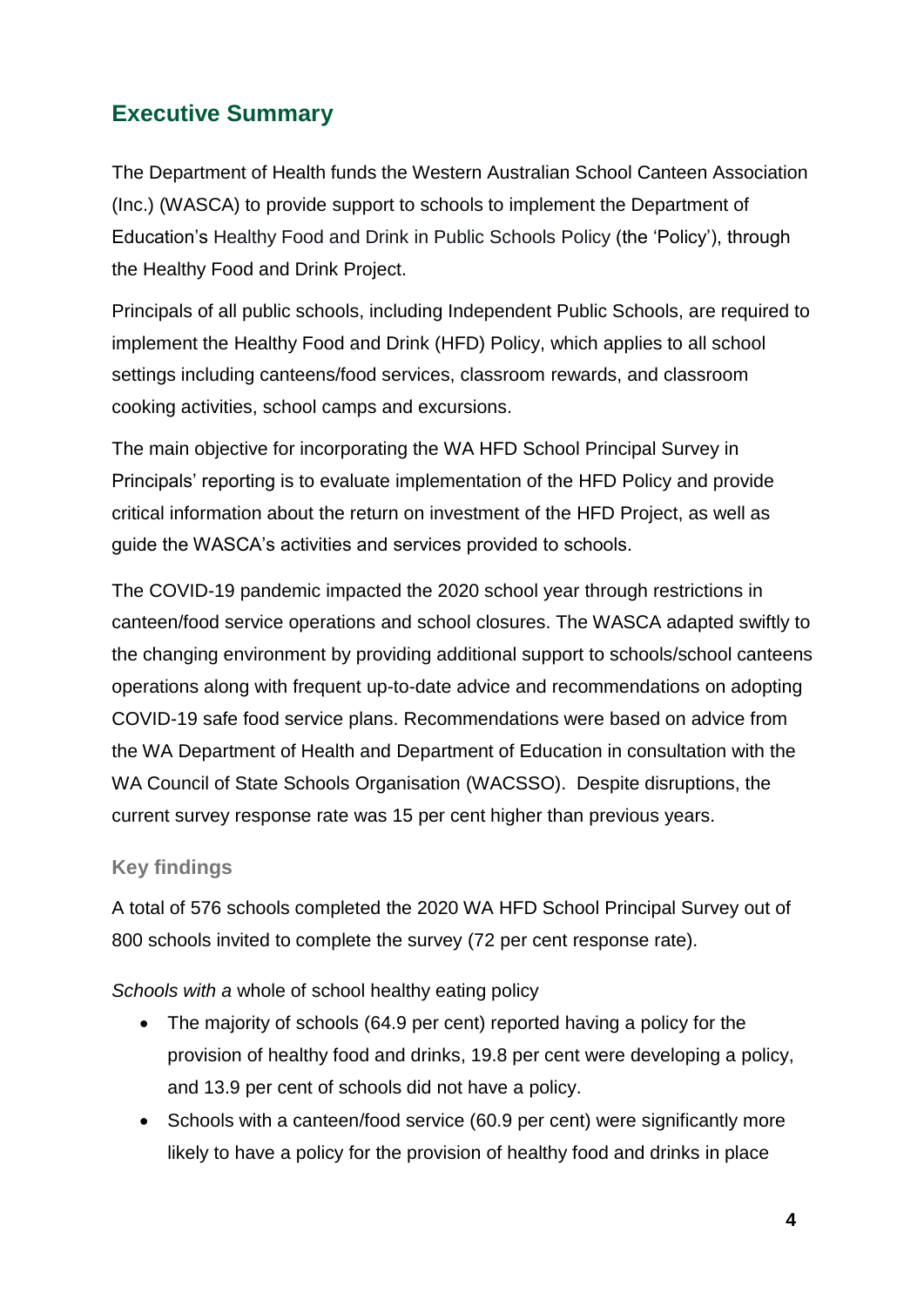## Executive Summary

The Department of Health funds the Western Australian School Canteen Association (Inc.) (WASCA) to provide support to schools to implement the Department of Education's Healthy Food and Drink in Public Schools Policy (the 'Policy'), through the Healthy Food and Drink Project.

Principals of all public schools, including Independent Public Schools, are required to implement the Healthy Food and Drink (HFD) Policy, which applies to all school settings including canteens/food services, classroom rewards, and classroom cooking activities, school camps and excursions.

The main objective for incorporating the WA HFD School Principal Survey in Principals' reporting is to evaluate implementation of the HFD Policy and provide critical information about the return on investment of the HFD Project, as well as guide the WASCA's activities and services provided to schools.

The COVID-19 pandemic impacted the 2020 school year through restrictions in canteen/food service operations and school closures. The WASCA adapted swiftly to the changing environment by providing additional support to schools/school canteens operations along with frequent up-to-date advice and recommendations on adopting COVID-19 safe food service plans. Recommendations were based on advice from the WA Department of Health and Department of Education in consultation with the WA Council of State Schools Organisation (WACSSO). Despite disruptions, the current survey response rate was 15 per cent higher than previous years.

### Key findings

A total of 576 schools completed the 2020 WA HFD School Principal Survey out of 800 schools invited to complete the survey (72 per cent response rate).

*Schools with a* whole of school healthy eating policy

- The majority of schools (64.9 per cent) reported having a policy for the provision of healthy food and drinks, 19.8 per cent were developing a policy, and 13.9 per cent of schools did not have a policy.
- Schools with a canteen/food service (60.9 per cent) were significantly more likely to have a policy for the provision of healthy food and drinks in place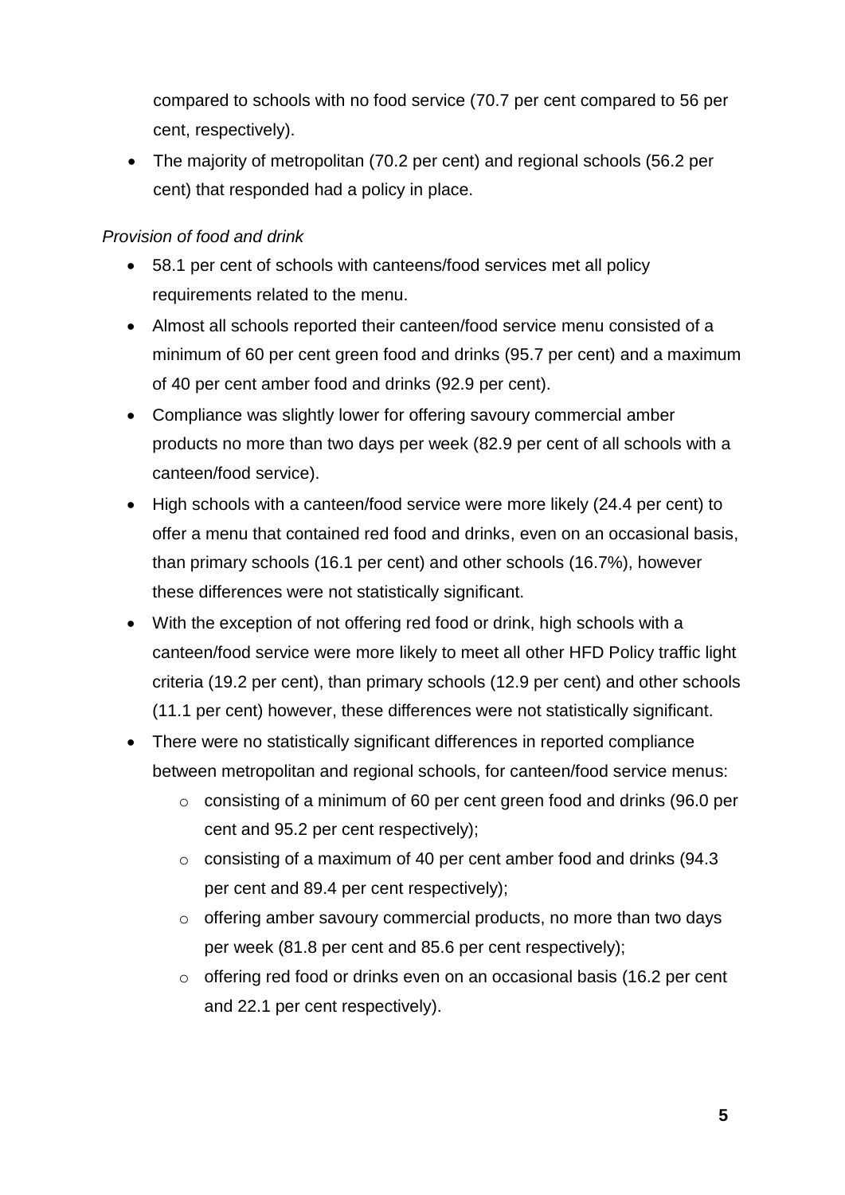compared to schools with no food service (70.7 per cent compared to 56 per cent, respectively).

- The majority of metropolitan (70.2 per cent) and regional schools (56.2 per cent) that responded had a policy in place.

*Provision of food and drink*

- 58.1 per cent of schools with canteens/food services met all policy requirements related to the menu.
- Almost all schools reported their canteen/food service menu consisted of a minimum of 60 per cent green food and drinks (95.7 per cent) and a maximum of 40 per cent amber food and drinks (92.9 per cent).
- Compliance was slightly lower for offering savoury commercial amber products no more than two days per week (82.9 per cent of all schools with a canteen/food service).
- High schools with a canteen/food service were more likely (24.4 per cent) to offer a menu that contained red food and drinks, even on an occasional basis, than primary schools (16.1 per cent) and other schools (16.7%), however these differences were not statistically significant.
- With the exception of not offering red food or drink, high schools with a canteen/food service were more likely to meet all other HFD Policy traffic light criteria (19.2 per cent), than primary schools (12.9 per cent) and other schools (11.1 per cent) however, these differences were not statistically significant.
- There were no statistically significant differences in reported compliance between metropolitan and regional schools, for canteen/food service menus:
  - consisting of a minimum of 60 per cent green food and drinks (96.0 per cent and 95.2 per cent respectively);
  - consisting of a maximum of 40 per cent amber food and drinks (94.3 per cent and 89.4 per cent respectively);
  - offering amber savoury commercial products, no more than two days per week (81.8 per cent and 85.6 per cent respectively);
  - offering red food or drinks even on an occasional basis (16.2 per cent and 22.1 per cent respectively).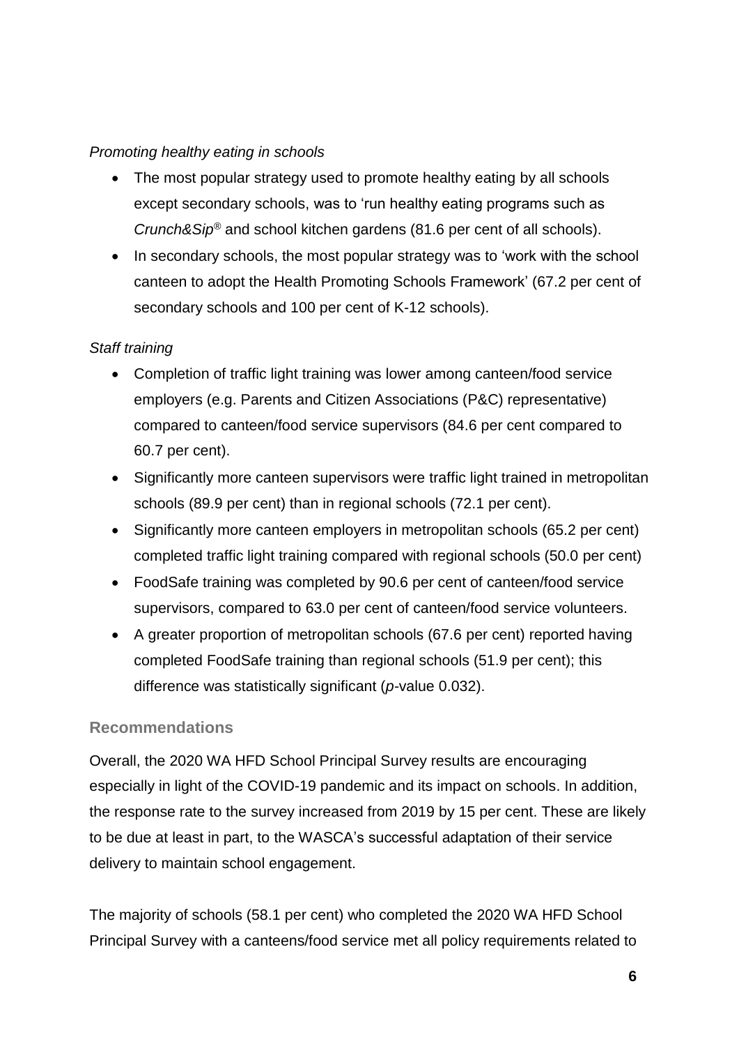*Promoting healthy eating in schools*

- The most popular strategy used to promote healthy eating by all schools except secondary schools, was to 'run healthy eating programs such as *Crunch&Sip®* and school kitchen gardens (81.6 per cent of all schools).
- In secondary schools, the most popular strategy was to 'work with the school canteen to adopt the Health Promoting Schools Framework' (67.2 per cent of secondary schools and 100 per cent of K-12 schools).

*Staff training*

- Completion of traffic light training was lower among canteen/food service employers (e.g. Parents and Citizen Associations (P&C) representative) compared to canteen/food service supervisors (84.6 per cent compared to 60.7 per cent).
- Significantly more canteen supervisors were traffic light trained in metropolitan schools (89.9 per cent) than in regional schools (72.1 per cent).
- Significantly more canteen employers in metropolitan schools (65.2 per cent) completed traffic light training compared with regional schools (50.0 per cent)
- FoodSafe training was completed by 90.6 per cent of canteen/food service supervisors, compared to 63.0 per cent of canteen/food service volunteers.
- A greater proportion of metropolitan schools (67.6 per cent) reported having completed FoodSafe training than regional schools (51.9 per cent); this difference was statistically significant (*p*-value 0.032).

## Recommendations

Overall, the 2020 WA HFD School Principal Survey results are encouraging especially in light of the COVID-19 pandemic and its impact on schools. In addition, the response rate to the survey increased from 2019 by 15 per cent. These are likely to be due at least in part, to the WASCA's successful adaptation of their service delivery to maintain school engagement.

The majority of schools (58.1 per cent) who completed the 2020 WA HFD School Principal Survey with a canteens/food service met all policy requirements related to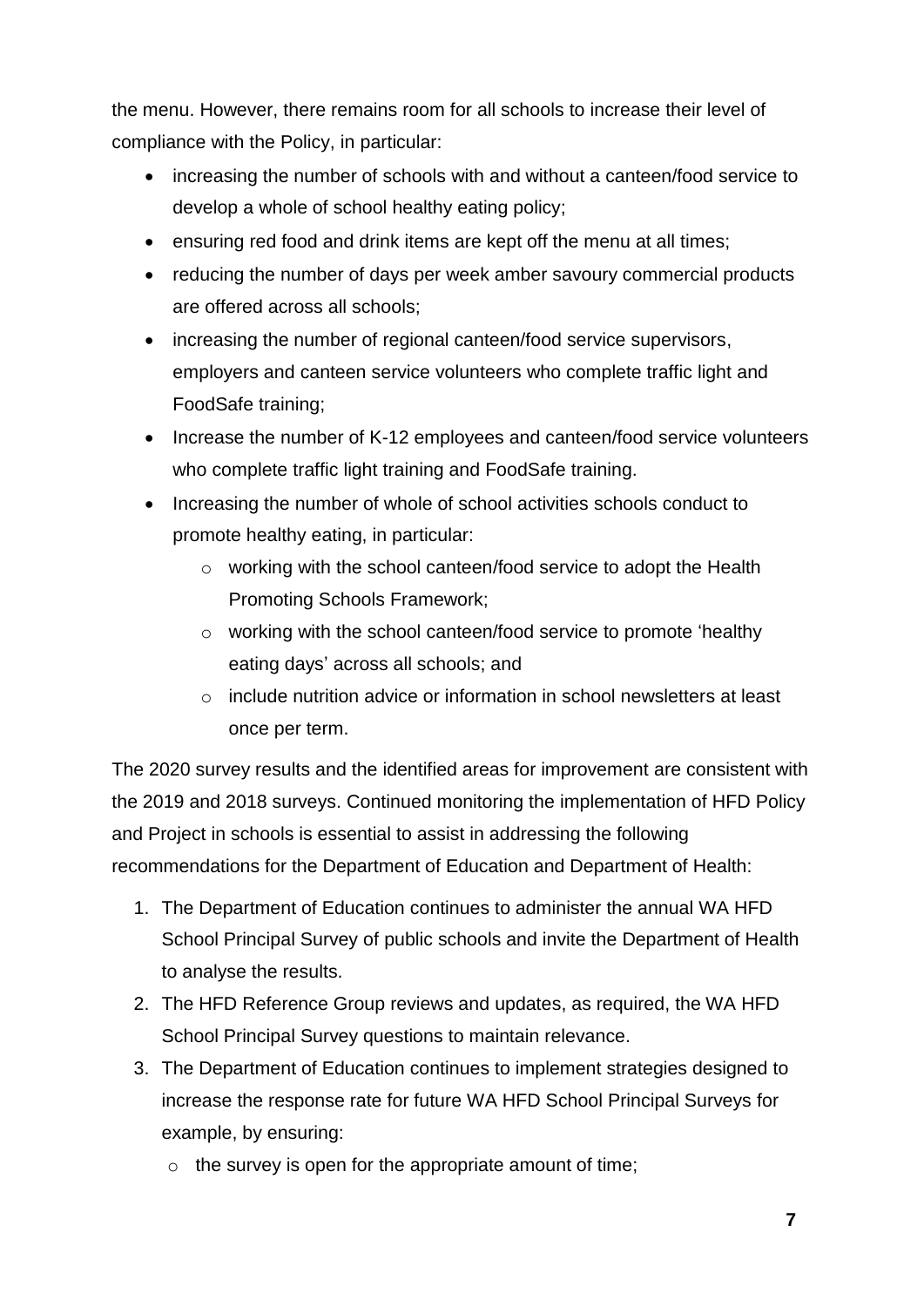the menu. However, there remains room for all schools to increase their level of compliance with the Policy, in particular:

- increasing the number of schools with and without a canteen/food service to develop a whole of school healthy eating policy;
- ensuring red food and drink items are kept off the menu at all times;
- reducing the number of days per week amber savoury commercial products are offered across all schools;
- increasing the number of regional canteen/food service supervisors, employers and canteen service volunteers who complete traffic light and FoodSafe training;
- Increase the number of K-12 employees and canteen/food service volunteers who complete traffic light training and FoodSafe training.
- Increasing the number of whole of school activities schools conduct to promote healthy eating, in particular:
  - working with the school canteen/food service to adopt the Health Promoting Schools Framework;
  - working with the school canteen/food service to promote 'healthy eating days' across all schools; and
  - include nutrition advice or information in school newsletters at least once per term.

The 2020 survey results and the identified areas for improvement are consistent with the 2019 and 2018 surveys. Continued monitoring the implementation of HFD Policy and Project in schools is essential to assist in addressing the following recommendations for the Department of Education and Department of Health:

1. The Department of Education continues to administer the annual WA HFD School Principal Survey of public schools and invite the Department of Health to analyse the results.
2. The HFD Reference Group reviews and updates, as required, the WA HFD School Principal Survey questions to maintain relevance.
3. The Department of Education continues to implement strategies designed to increase the response rate for future WA HFD School Principal Surveys for example, by ensuring:
   - the survey is open for the appropriate amount of time;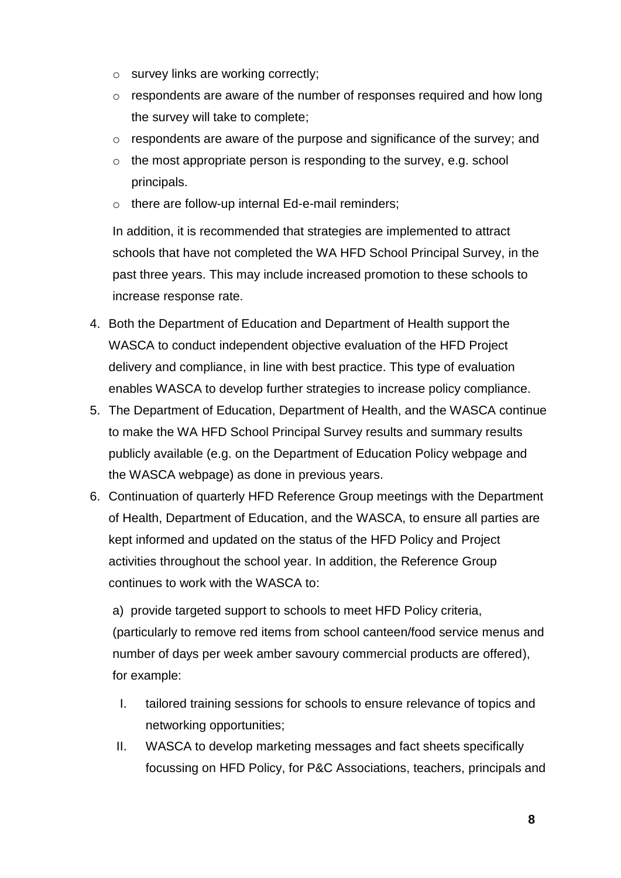- survey links are working correctly;
- respondents are aware of the number of responses required and how long the survey will take to complete;
- respondents are aware of the purpose and significance of the survey; and
- the most appropriate person is responding to the survey, e.g. school principals.
- there are follow-up internal Ed-e-mail reminders;

In addition, it is recommended that strategies are implemented to attract schools that have not completed the WA HFD School Principal Survey, in the past three years. This may include increased promotion to these schools to increase response rate.

4. Both the Department of Education and Department of Health support the WASCA to conduct independent objective evaluation of the HFD Project delivery and compliance, in line with best practice. This type of evaluation enables WASCA to develop further strategies to increase policy compliance.
5. The Department of Education, Department of Health, and the WASCA continue to make the WA HFD School Principal Survey results and summary results publicly available (e.g. on the Department of Education Policy webpage and the WASCA webpage) as done in previous years.
6. Continuation of quarterly HFD Reference Group meetings with the Department of Health, Department of Education, and the WASCA, to ensure all parties are kept informed and updated on the status of the HFD Policy and Project activities throughout the school year. In addition, the Reference Group continues to work with the WASCA to:

   a) provide targeted support to schools to meet HFD Policy criteria, (particularly to remove red items from school canteen/food service menus and number of days per week amber savoury commercial products are offered), for example:

   I. tailored training sessions for schools to ensure relevance of topics and networking opportunities;
   
   II. WASCA to develop marketing messages and fact sheets specifically focussing on HFD Policy, for P&C Associations, teachers, principals and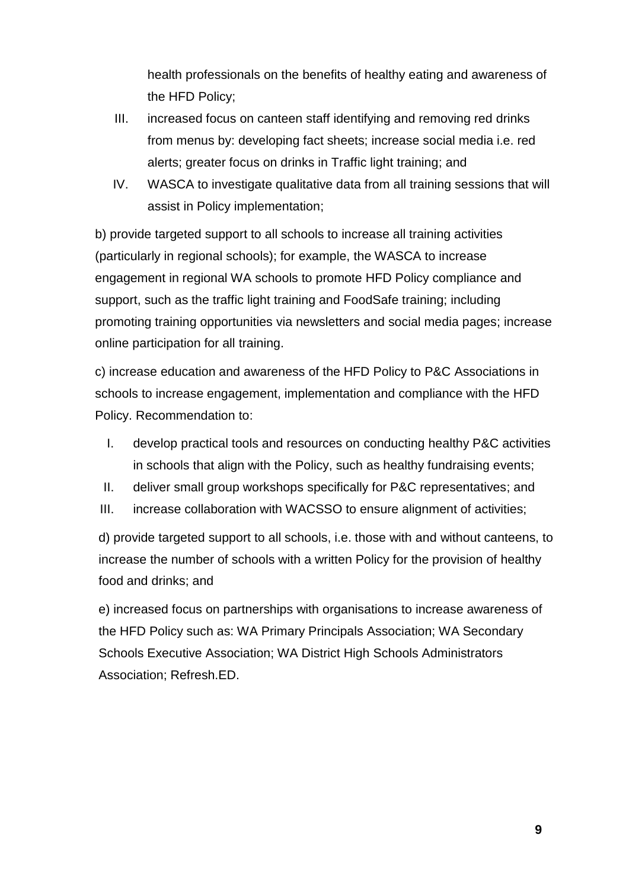health professionals on the benefits of healthy eating and awareness of the HFD Policy;

III. increased focus on canteen staff identifying and removing red drinks from menus by: developing fact sheets; increase social media i.e. red alerts; greater focus on drinks in Traffic light training; and

IV. WASCA to investigate qualitative data from all training sessions that will assist in Policy implementation;

b) provide targeted support to all schools to increase all training activities (particularly in regional schools); for example, the WASCA to increase engagement in regional WA schools to promote HFD Policy compliance and support, such as the traffic light training and FoodSafe training; including promoting training opportunities via newsletters and social media pages; increase online participation for all training.

c) increase education and awareness of the HFD Policy to P&C Associations in schools to increase engagement, implementation and compliance with the HFD Policy. Recommendation to:

I. develop practical tools and resources on conducting healthy P&C activities in schools that align with the Policy, such as healthy fundraising events;

II. deliver small group workshops specifically for P&C representatives; and

III. increase collaboration with WACSSO to ensure alignment of activities;

d) provide targeted support to all schools, i.e. those with and without canteens, to increase the number of schools with a written Policy for the provision of healthy food and drinks; and

e) increased focus on partnerships with organisations to increase awareness of the HFD Policy such as: WA Primary Principals Association; WA Secondary Schools Executive Association; WA District High Schools Administrators Association; Refresh.ED.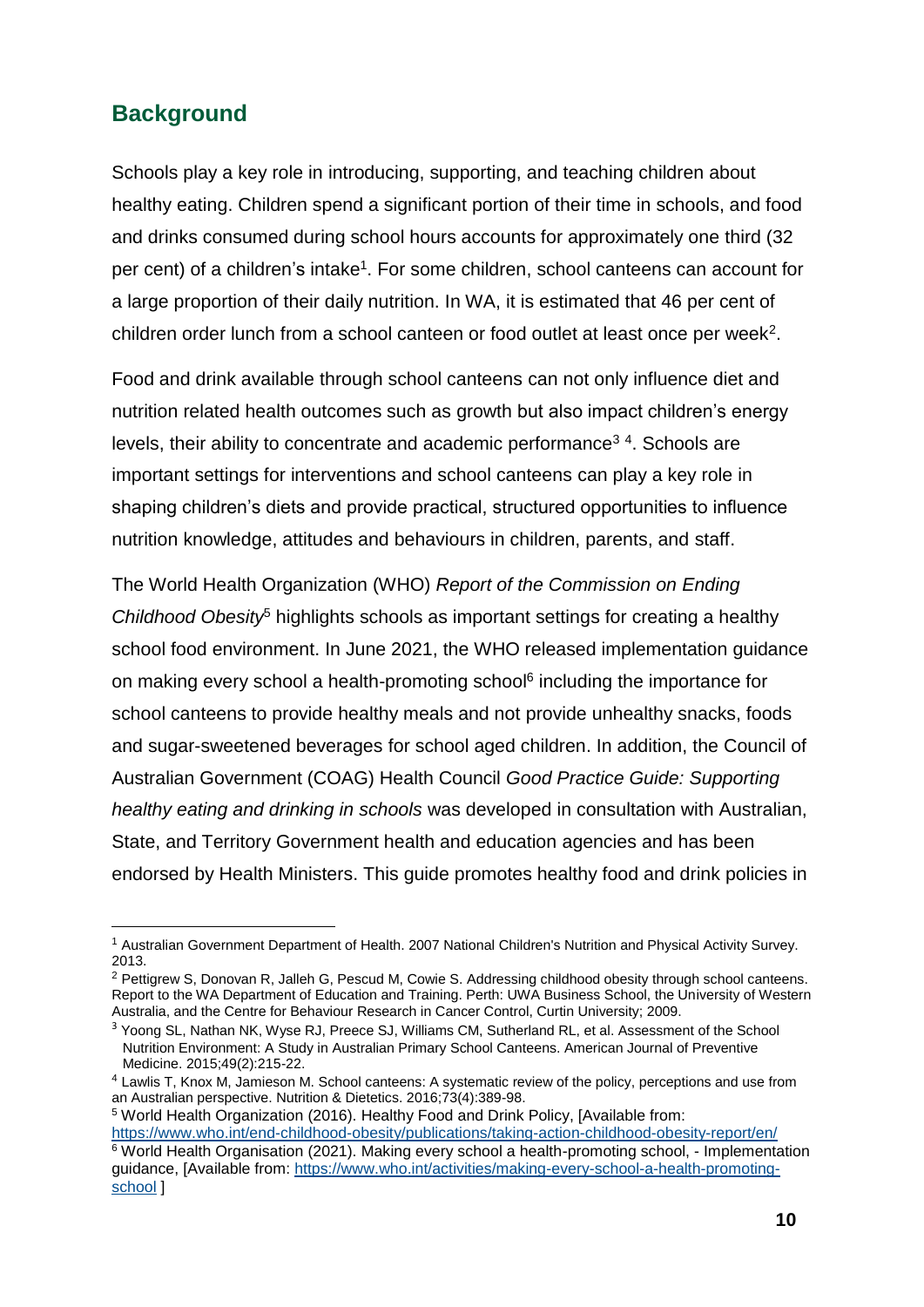## Background

Schools play a key role in introducing, supporting, and teaching children about healthy eating. Children spend a significant portion of their time in schools, and food and drinks consumed during school hours accounts for approximately one third (32 per cent) of a children's intake[1]. For some children, school canteens can account for a large proportion of their daily nutrition. In WA, it is estimated that 46 per cent of children order lunch from a school canteen or food outlet at least once per week[2].

Food and drink available through school canteens can not only influence diet and nutrition related health outcomes such as growth but also impact children's energy levels, their ability to concentrate and academic performance[3] [4]. Schools are important settings for interventions and school canteens can play a key role in shaping children's diets and provide practical, structured opportunities to influence nutrition knowledge, attitudes and behaviours in children, parents, and staff.

The World Health Organization (WHO) *Report of the Commission on Ending Childhood Obesity*[5] highlights schools as important settings for creating a healthy school food environment. In June 2021, the WHO released implementation guidance on making every school a health-promoting school[6] including the importance for school canteens to provide healthy meals and not provide unhealthy snacks, foods and sugar-sweetened beverages for school aged children. In addition, the Council of Australian Government (COAG) Health Council *Good Practice Guide: Supporting healthy eating and drinking in schools* was developed in consultation with Australian, State, and Territory Government health and education agencies and has been endorsed by Health Ministers. This guide promotes healthy food and drink policies in

---

[1] Australian Government Department of Health. 2007 National Children's Nutrition and Physical Activity Survey. 2013.

[2] Pettigrew S, Donovan R, Jalleh G, Pescud M, Cowie S. Addressing childhood obesity through school canteens. Report to the WA Department of Education and Training. Perth: UWA Business School, the University of Western Australia, and the Centre for Behaviour Research in Cancer Control, Curtin University; 2009.

[3] Yoong SL, Nathan NK, Wyse RJ, Preece SJ, Williams CM, Sutherland RL, et al. Assessment of the School Nutrition Environment: A Study in Australian Primary School Canteens. American Journal of Preventive Medicine. 2015;49(2):215-22.

[4] Lawlis T, Knox M, Jamieson M. School canteens: A systematic review of the policy, perceptions and use from an Australian perspective. Nutrition & Dietetics. 2016;73(4):389-98.

[5] World Health Organization (2016). Healthy Food and Drink Policy, [Available from: https://www.who.int/end-childhood-obesity/publications/taking-action-childhood-obesity-report/en/

[6] World Health Organisation (2021). Making every school a health-promoting school, - Implementation guidance, [Available from: https://www.who.int/activities/making-every-school-a-health-promoting-school ]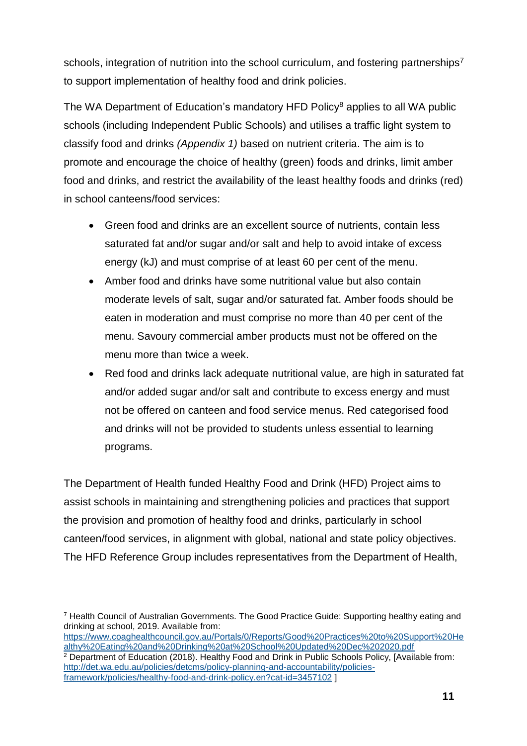schools, integration of nutrition into the school curriculum, and fostering partnerships[7] to support implementation of healthy food and drink policies.

The WA Department of Education's mandatory HFD Policy[8] applies to all WA public schools (including Independent Public Schools) and utilises a traffic light system to classify food and drinks *(Appendix 1)* based on nutrient criteria. The aim is to promote and encourage the choice of healthy (green) foods and drinks, limit amber food and drinks, and restrict the availability of the least healthy foods and drinks (red) in school canteens/food services:

- Green food and drinks are an excellent source of nutrients, contain less saturated fat and/or sugar and/or salt and help to avoid intake of excess energy (kJ) and must comprise of at least 60 per cent of the menu.
- Amber food and drinks have some nutritional value but also contain moderate levels of salt, sugar and/or saturated fat. Amber foods should be eaten in moderation and must comprise no more than 40 per cent of the menu. Savoury commercial amber products must not be offered on the menu more than twice a week.
- Red food and drinks lack adequate nutritional value, are high in saturated fat and/or added sugar and/or salt and contribute to excess energy and must not be offered on canteen and food service menus. Red categorised food and drinks will not be provided to students unless essential to learning programs.

The Department of Health funded Healthy Food and Drink (HFD) Project aims to assist schools in maintaining and strengthening policies and practices that support the provision and promotion of healthy food and drinks, particularly in school canteen/food services, in alignment with global, national and state policy objectives. The HFD Reference Group includes representatives from the Department of Health,

---

[7] Health Council of Australian Governments. The Good Practice Guide: Supporting healthy eating and drinking at school, 2019. Available from: https://www.coaghealthcouncil.gov.au/Portals/0/Reports/Good%20Practices%20to%20Support%20Healthy%20Eating%20and%20Drinking%20at%20School%20Updated%20Dec%202020.pdf

[2] Department of Education (2018). Healthy Food and Drink in Public Schools Policy, [Available from: http://det.wa.edu.au/policies/detcms/policy-planning-and-accountability/policies-framework/policies/healthy-food-and-drink-policy.en?cat-id=3457102 ]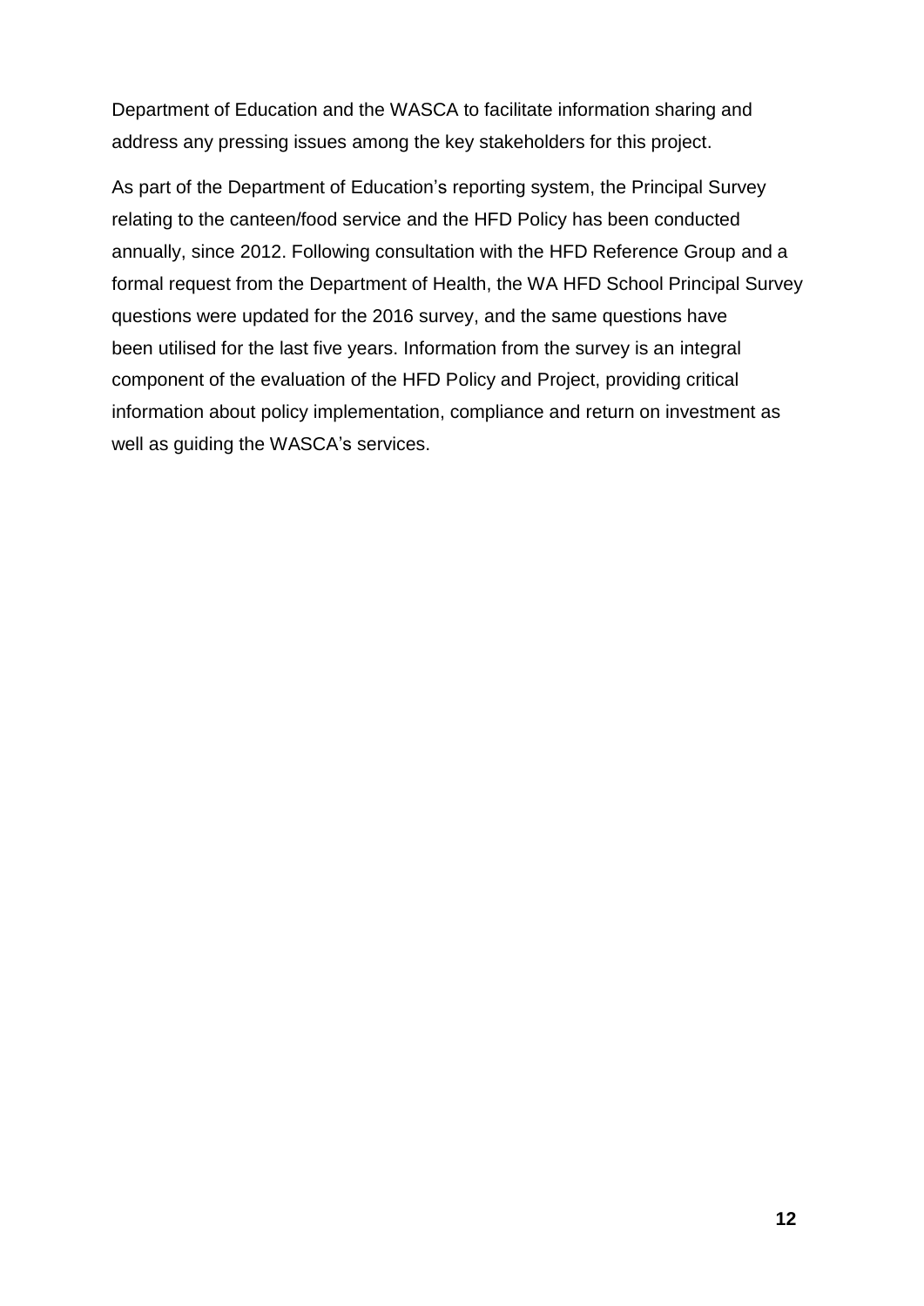Department of Education and the WASCA to facilitate information sharing and address any pressing issues among the key stakeholders for this project.

As part of the Department of Education's reporting system, the Principal Survey relating to the canteen/food service and the HFD Policy has been conducted annually, since 2012. Following consultation with the HFD Reference Group and a formal request from the Department of Health, the WA HFD School Principal Survey questions were updated for the 2016 survey, and the same questions have been utilised for the last five years. Information from the survey is an integral component of the evaluation of the HFD Policy and Project, providing critical information about policy implementation, compliance and return on investment as well as guiding the WASCA's services.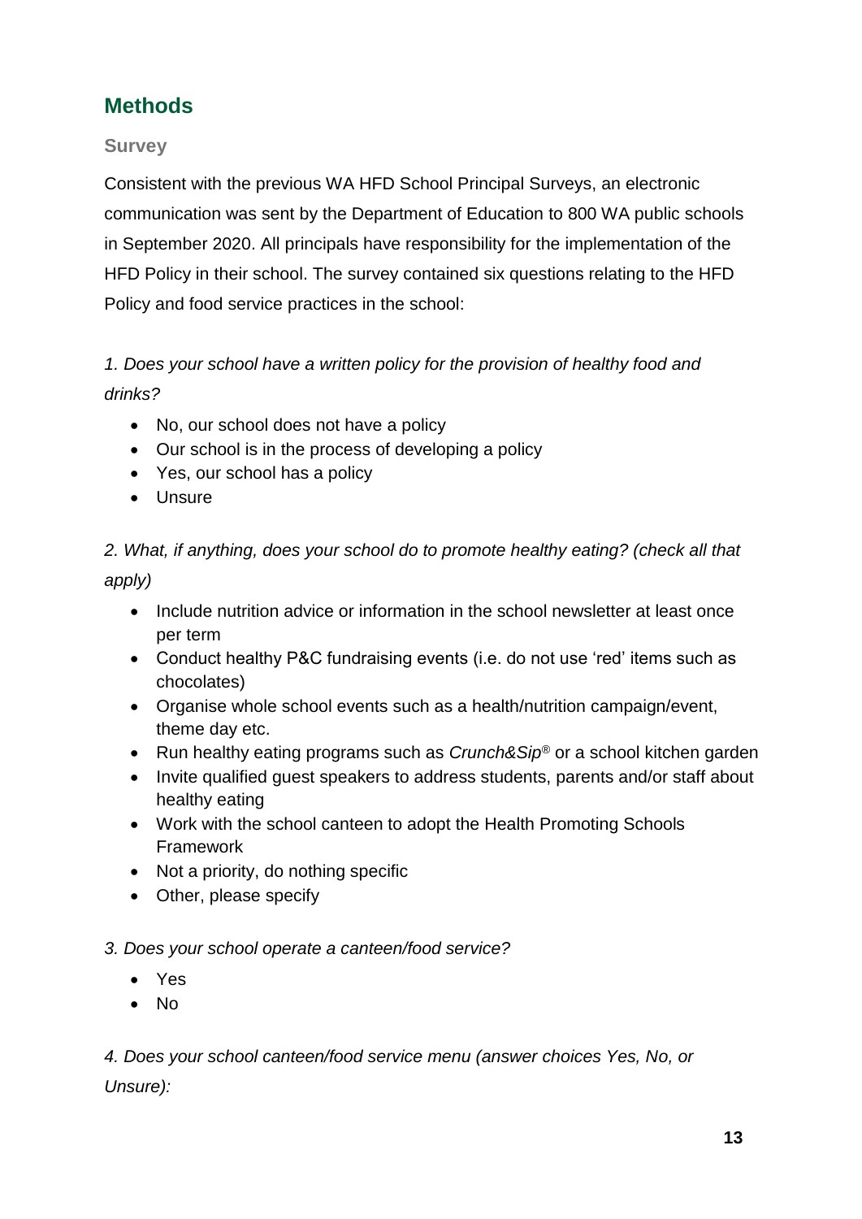## Methods

### Survey

Consistent with the previous WA HFD School Principal Surveys, an electronic communication was sent by the Department of Education to 800 WA public schools in September 2020. All principals have responsibility for the implementation of the HFD Policy in their school. The survey contained six questions relating to the HFD Policy and food service practices in the school:

*1. Does your school have a written policy for the provision of healthy food and drinks?*

- No, our school does not have a policy
- Our school is in the process of developing a policy
- Yes, our school has a policy
- Unsure

*2. What, if anything, does your school do to promote healthy eating? (check all that apply)*

- Include nutrition advice or information in the school newsletter at least once per term
- Conduct healthy P&C fundraising events (i.e. do not use 'red' items such as chocolates)
- Organise whole school events such as a health/nutrition campaign/event, theme day etc.
- Run healthy eating programs such as *Crunch&Sip*® or a school kitchen garden
- Invite qualified guest speakers to address students, parents and/or staff about healthy eating
- Work with the school canteen to adopt the Health Promoting Schools Framework
- Not a priority, do nothing specific
- Other, please specify

*3. Does your school operate a canteen/food service?*

- Yes
- No

*4. Does your school canteen/food service menu (answer choices Yes, No, or Unsure):*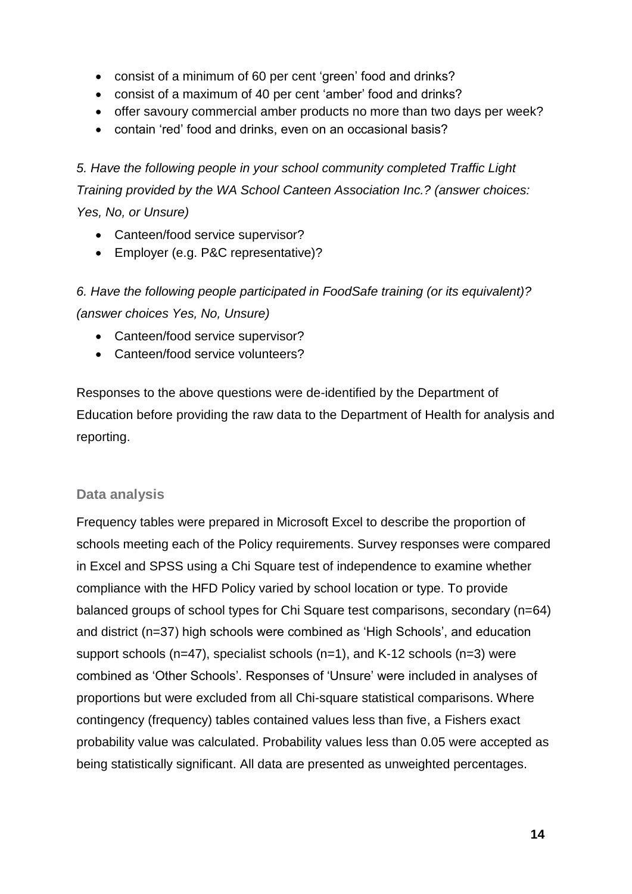- consist of a minimum of 60 per cent 'green' food and drinks?
- consist of a maximum of 40 per cent 'amber' food and drinks?
- offer savoury commercial amber products no more than two days per week?
- contain 'red' food and drinks, even on an occasional basis?

*5. Have the following people in your school community completed Traffic Light Training provided by the WA School Canteen Association Inc.? (answer choices: Yes, No, or Unsure)*

- Canteen/food service supervisor?
- Employer (e.g. P&C representative)?

*6. Have the following people participated in FoodSafe training (or its equivalent)? (answer choices Yes, No, Unsure)*

- Canteen/food service supervisor?
- Canteen/food service volunteers?

Responses to the above questions were de-identified by the Department of Education before providing the raw data to the Department of Health for analysis and reporting.

### Data analysis

Frequency tables were prepared in Microsoft Excel to describe the proportion of schools meeting each of the Policy requirements. Survey responses were compared in Excel and SPSS using a Chi Square test of independence to examine whether compliance with the HFD Policy varied by school location or type. To provide balanced groups of school types for Chi Square test comparisons, secondary (n=64) and district (n=37) high schools were combined as 'High Schools', and education support schools (n=47), specialist schools (n=1), and K-12 schools (n=3) were combined as 'Other Schools'. Responses of 'Unsure' were included in analyses of proportions but were excluded from all Chi-square statistical comparisons. Where contingency (frequency) tables contained values less than five, a Fishers exact probability value was calculated. Probability values less than 0.05 were accepted as being statistically significant. All data are presented as unweighted percentages.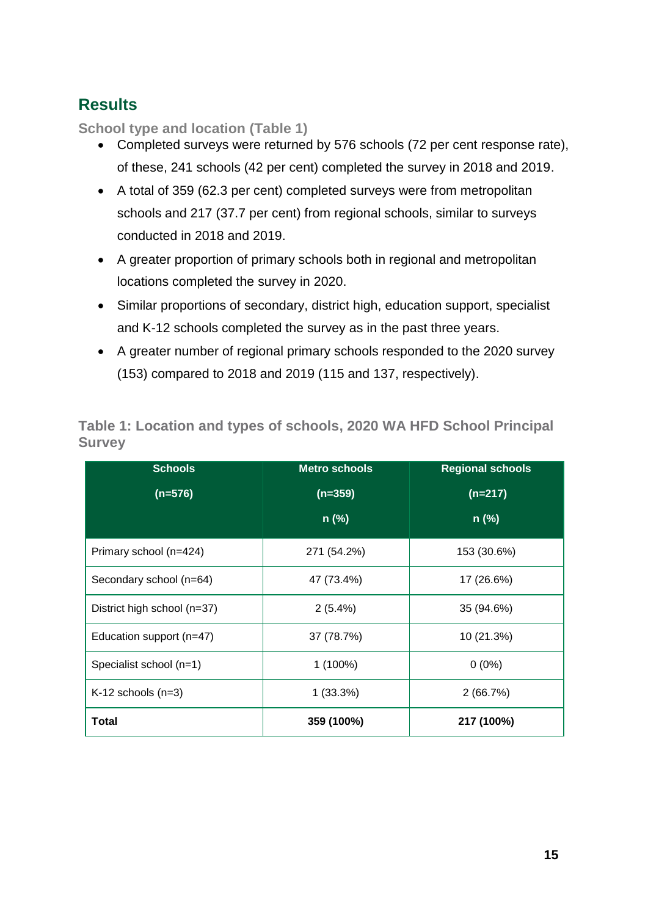## Results

### School type and location (Table 1)

- Completed surveys were returned by 576 schools (72 per cent response rate), of these, 241 schools (42 per cent) completed the survey in 2018 and 2019.
- A total of 359 (62.3 per cent) completed surveys were from metropolitan schools and 217 (37.7 per cent) from regional schools, similar to surveys conducted in 2018 and 2019.
- A greater proportion of primary schools both in regional and metropolitan locations completed the survey in 2020.
- Similar proportions of secondary, district high, education support, specialist and K-12 schools completed the survey as in the past three years.
- A greater number of regional primary schools responded to the 2020 survey (153) compared to 2018 and 2019 (115 and 137, respectively).

### Table 1: Location and types of schools, 2020 WA HFD School Principal Survey

| Schools (n=576) | Metro schools (n=359) n (%) | Regional schools (n=217) n (%) |
|---|---|---|
| Primary school (n=424) | 271 (54.2%) | 153 (30.6%) |
| Secondary school (n=64) | 47 (73.4%) | 17 (26.6%) |
| District high school (n=37) | 2 (5.4%) | 35 (94.6%) |
| Education support (n=47) | 37 (78.7%) | 10 (21.3%) |
| Specialist school (n=1) | 1 (100%) | 0 (0%) |
| K-12 schools (n=3) | 1 (33.3%) | 2 (66.7%) |
| **Total** | **359 (100%)** | **217 (100%)** |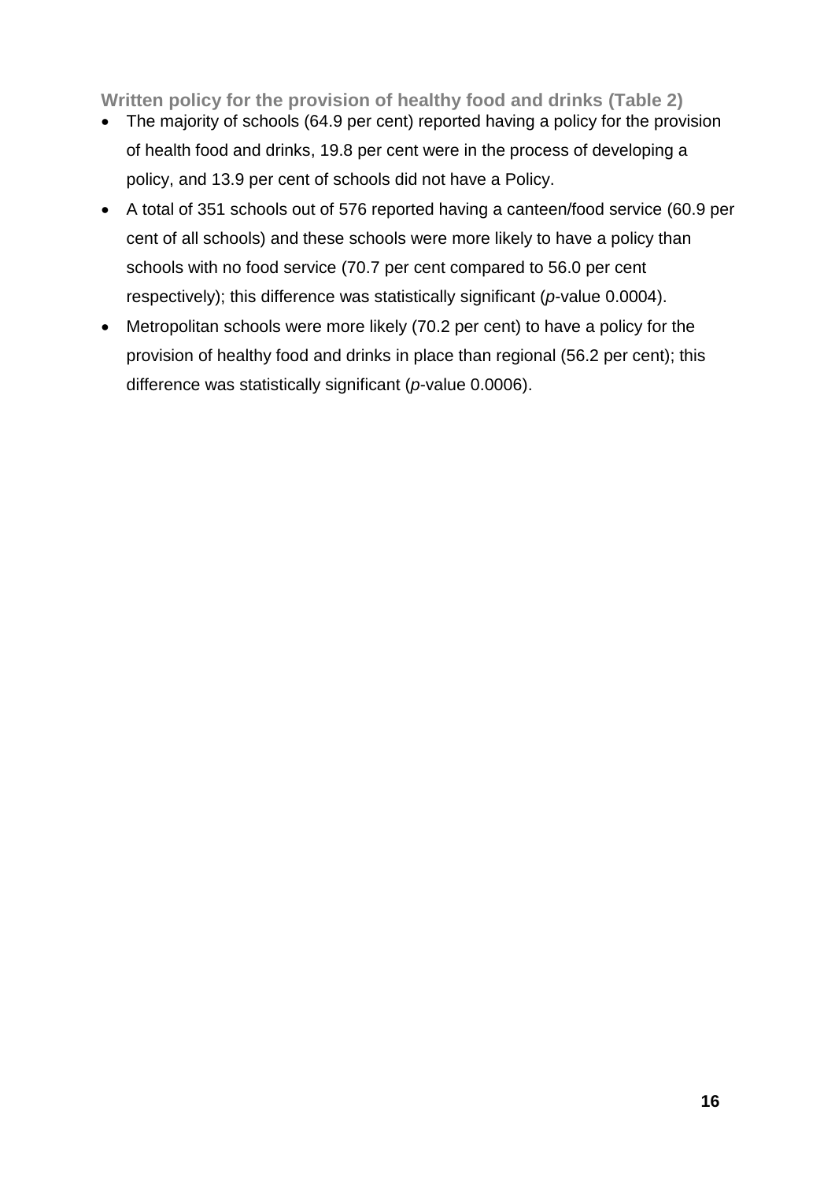### Written policy for the provision of healthy food and drinks (Table 2)

- The majority of schools (64.9 per cent) reported having a policy for the provision of health food and drinks, 19.8 per cent were in the process of developing a policy, and 13.9 per cent of schools did not have a Policy.
- A total of 351 schools out of 576 reported having a canteen/food service (60.9 per cent of all schools) and these schools were more likely to have a policy than schools with no food service (70.7 per cent compared to 56.0 per cent respectively); this difference was statistically significant (*p*-value 0.0004).
- Metropolitan schools were more likely (70.2 per cent) to have a policy for the provision of healthy food and drinks in place than regional (56.2 per cent); this difference was statistically significant (*p*-value 0.0006).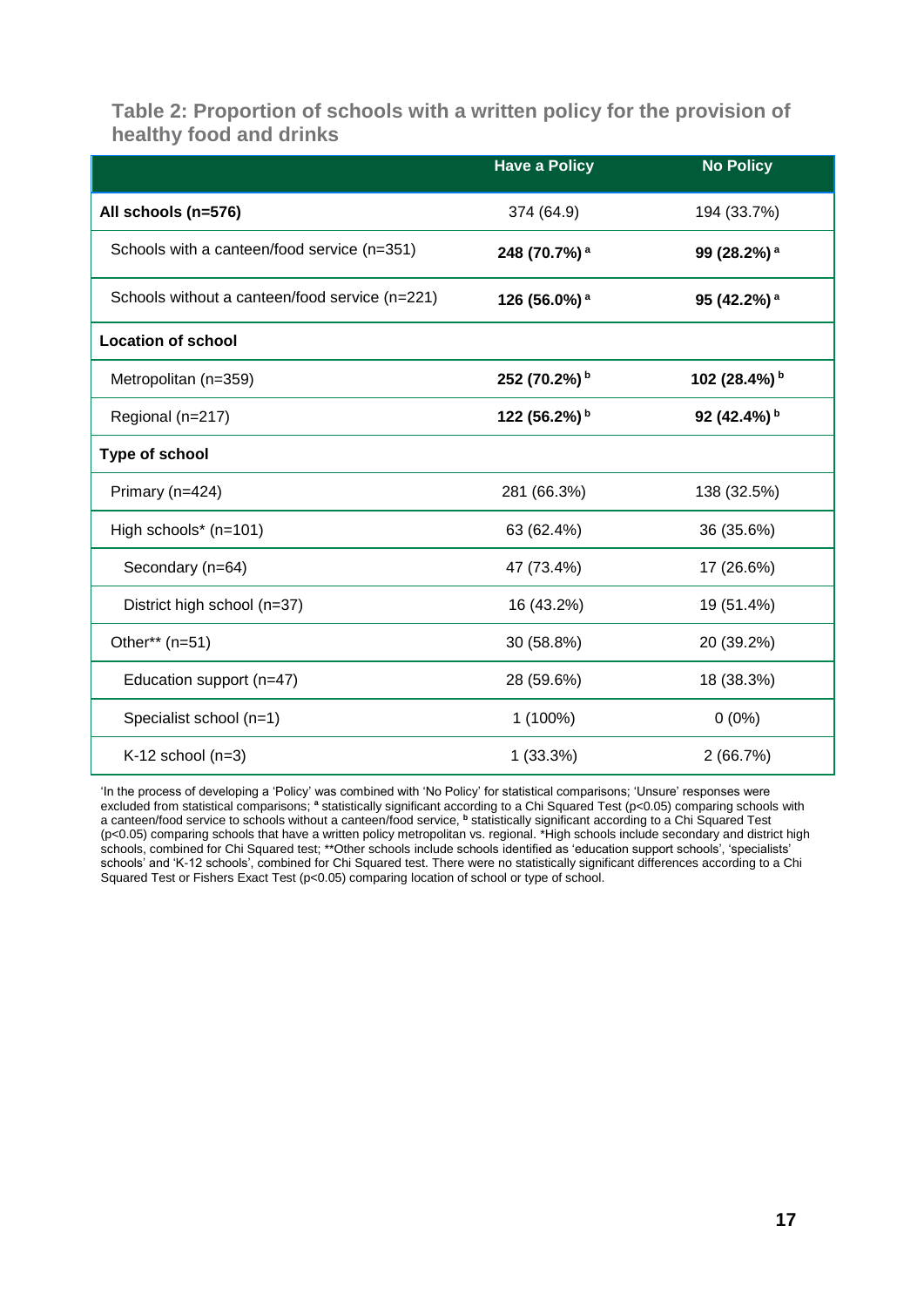### Table 2: Proportion of schools with a written policy for the provision of healthy food and drinks

| | Have a Policy | No Policy |
|---|---|---|
| **All schools (n=576)** | 374 (64.9) | 194 (33.7%) |
| Schools with a canteen/food service (n=351) | **248 (70.7%)** [a] | **99 (28.2%)** [a] |
| Schools without a canteen/food service (n=221) | **126 (56.0%)** [a] | **95 (42.2%)** [a] |
| **Location of school** | | |
| Metropolitan (n=359) | **252 (70.2%)** [b] | **102 (28.4%)** [b] |
| Regional (n=217) | **122 (56.2%)** [b] | **92 (42.4%)** [b] |
| **Type of school** | | |
| Primary (n=424) | 281 (66.3%) | 138 (32.5%) |
| High schools* (n=101) | 63 (62.4%) | 36 (35.6%) |
| Secondary (n=64) | 47 (73.4%) | 17 (26.6%) |
| District high school (n=37) | 16 (43.2%) | 19 (51.4%) |
| Other** (n=51) | 30 (58.8%) | 20 (39.2%) |
| Education support (n=47) | 28 (59.6%) | 18 (38.3%) |
| Specialist school (n=1) | 1 (100%) | 0 (0%) |
| K-12 school (n=3) | 1 (33.3%) | 2 (66.7%) |

'In the process of developing a 'Policy' was combined with 'No Policy' for statistical comparisons; 'Unsure' responses were excluded from statistical comparisons; [a] statistically significant according to a Chi Squared Test ($p<0.05$) comparing schools with a canteen/food service to schools without a canteen/food service, [b] statistically significant according to a Chi Squared Test ($p<0.05$) comparing schools that have a written policy metropolitan vs. regional. *High schools include secondary and district high schools, combined for Chi Squared test; **Other schools include schools identified as 'education support schools', 'specialists' schools' and 'K-12 schools', combined for Chi Squared test. There were no statistically significant differences according to a Chi Squared Test or Fishers Exact Test ($p<0.05$) comparing location of school or type of school.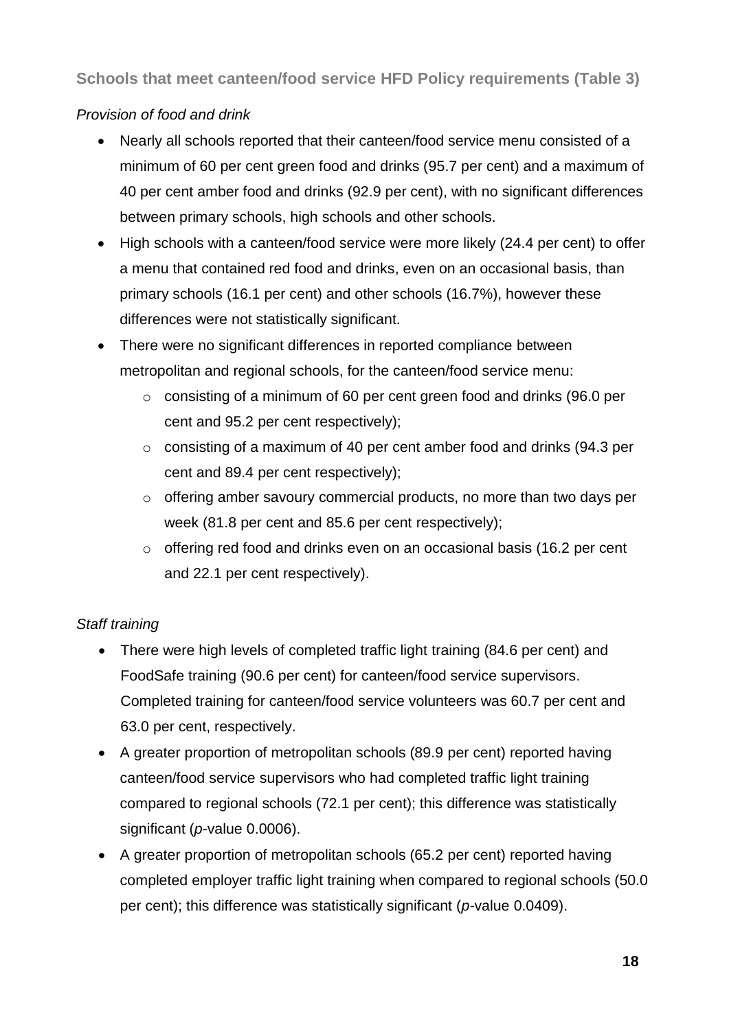### Schools that meet canteen/food service HFD Policy requirements (Table 3)

*Provision of food and drink*

- Nearly all schools reported that their canteen/food service menu consisted of a minimum of 60 per cent green food and drinks (95.7 per cent) and a maximum of 40 per cent amber food and drinks (92.9 per cent), with no significant differences between primary schools, high schools and other schools.
- High schools with a canteen/food service were more likely (24.4 per cent) to offer a menu that contained red food and drinks, even on an occasional basis, than primary schools (16.1 per cent) and other schools (16.7%), however these differences were not statistically significant.
- There were no significant differences in reported compliance between metropolitan and regional schools, for the canteen/food service menu:
    - consisting of a minimum of 60 per cent green food and drinks (96.0 per cent and 95.2 per cent respectively);
    - consisting of a maximum of 40 per cent amber food and drinks (94.3 per cent and 89.4 per cent respectively);
    - offering amber savoury commercial products, no more than two days per week (81.8 per cent and 85.6 per cent respectively);
    - offering red food and drinks even on an occasional basis (16.2 per cent and 22.1 per cent respectively).

*Staff training*

- There were high levels of completed traffic light training (84.6 per cent) and FoodSafe training (90.6 per cent) for canteen/food service supervisors. Completed training for canteen/food service volunteers was 60.7 per cent and 63.0 per cent, respectively.
- A greater proportion of metropolitan schools (89.9 per cent) reported having canteen/food service supervisors who had completed traffic light training compared to regional schools (72.1 per cent); this difference was statistically significant (*p*-value 0.0006).
- A greater proportion of metropolitan schools (65.2 per cent) reported having completed employer traffic light training when compared to regional schools (50.0 per cent); this difference was statistically significant (*p*-value 0.0409).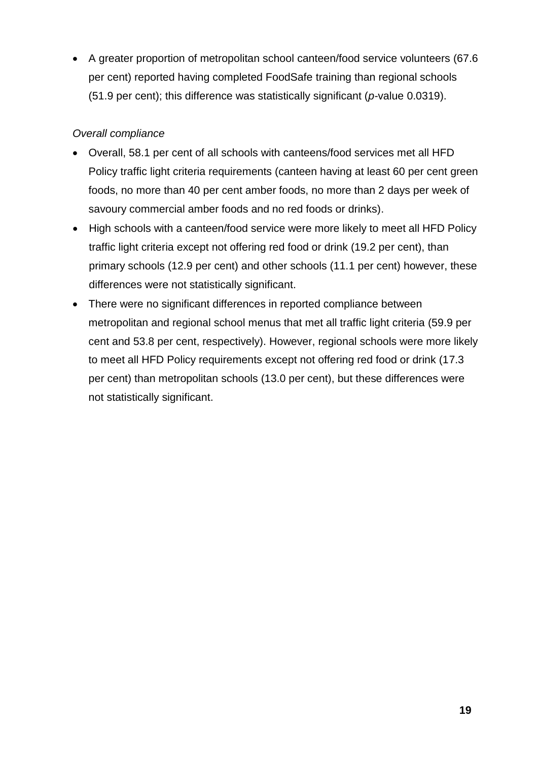- A greater proportion of metropolitan school canteen/food service volunteers (67.6 per cent) reported having completed FoodSafe training than regional schools (51.9 per cent); this difference was statistically significant (*p*-value 0.0319).

*Overall compliance*

- Overall, 58.1 per cent of all schools with canteens/food services met all HFD Policy traffic light criteria requirements (canteen having at least 60 per cent green foods, no more than 40 per cent amber foods, no more than 2 days per week of savoury commercial amber foods and no red foods or drinks).
- High schools with a canteen/food service were more likely to meet all HFD Policy traffic light criteria except not offering red food or drink (19.2 per cent), than primary schools (12.9 per cent) and other schools (11.1 per cent) however, these differences were not statistically significant.
- There were no significant differences in reported compliance between metropolitan and regional school menus that met all traffic light criteria (59.9 per cent and 53.8 per cent, respectively). However, regional schools were more likely to meet all HFD Policy requirements except not offering red food or drink (17.3 per cent) than metropolitan schools (13.0 per cent), but these differences were not statistically significant.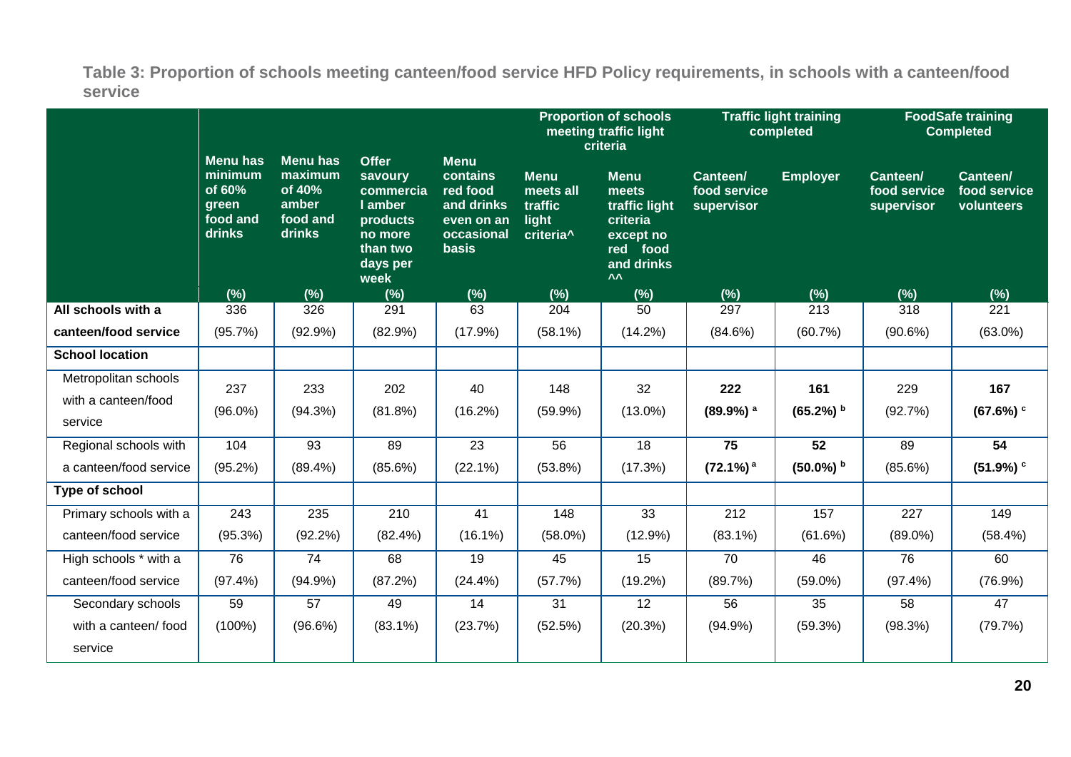**Table 3: Proportion of schools meeting canteen/food service HFD Policy requirements, in schools with a canteen/food service**

| | | | | | Proportion of schools meeting traffic light criteria | | Traffic light training completed | | FoodSafe training Completed | |
|---|---|---|---|---|---|---|---|---|---|---|
| | Menu has minimum of 60% green food and drinks | Menu has maximum of 40% amber food and drinks | Offer savoury commercial amber products no more than two days per week | Menu contains red food and drinks even on an occasional basis | Menu meets all traffic light criteria^ | Menu meets traffic light criteria except no red food and drinks ^^ | Canteen/ food service supervisor | Employer | Canteen/ food service supervisor | Canteen/ food service volunteers |
| | (%) | (%) | (%) | (%) | (%) | (%) | (%) | (%) | (%) | (%) |
| All schools with a canteen/food service | 336 (95.7%) | 326 (92.9%) | 291 (82.9%) | 63 (17.9%) | 204 (58.1%) | 50 (14.2%) | 297 (84.6%) | 213 (60.7%) | 318 (90.6%) | 221 (63.0%) |
| **School location** | | | | | | | | | | |
| Metropolitan schools with a canteen/food service | 237 (96.0%) | 233 (94.3%) | 202 (81.8%) | 40 (16.2%) | 148 (59.9%) | 32 (13.0%) | **222 (89.9%)** [a] | **161 (65.2%)** [b] | 229 (92.7%) | **167 (67.6%)** [c] |
| Regional schools with a canteen/food service | 104 (95.2%) | 93 (89.4%) | 89 (85.6%) | 23 (22.1%) | 56 (53.8%) | 18 (17.3%) | **75 (72.1%)** [a] | **52 (50.0%)** [b] | 89 (85.6%) | **54 (51.9%)** [c] |
| **Type of school** | | | | | | | | | | |
| Primary schools with a canteen/food service | 243 (95.3%) | 235 (92.2%) | 210 (82.4%) | 41 (16.1%) | 148 (58.0%) | 33 (12.9%) | 212 (83.1%) | 157 (61.6%) | 227 (89.0%) | 149 (58.4%) |
| High schools * with a canteen/food service | 76 (97.4%) | 74 (94.9%) | 68 (87.2%) | 19 (24.4%) | 45 (57.7%) | 15 (19.2%) | 70 (89.7%) | 46 (59.0%) | 76 (97.4%) | 60 (76.9%) |
| Secondary schools with a canteen/ food service | 59 (100%) | 57 (96.6%) | 49 (83.1%) | 14 (23.7%) | 31 (52.5%) | 12 (20.3%) | 56 (94.9%) | 35 (59.3%) | 58 (98.3%) | 47 (79.7%) |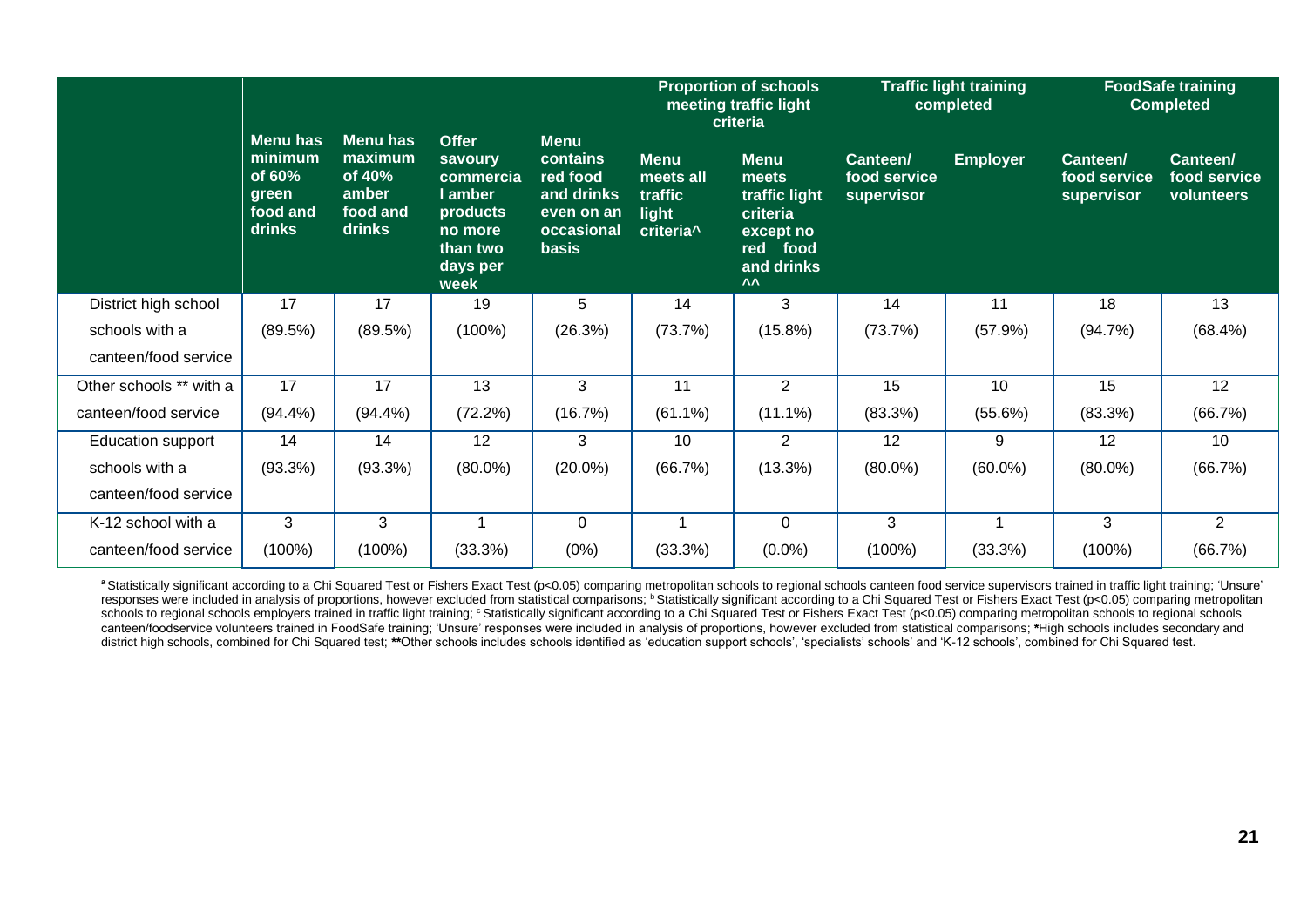| | Menu has minimum of 60% green food and drinks | Menu has maximum of 40% amber food and drinks | Offer savoury commercial amber products no more than two days per week | Menu contains red food and drinks even on an occasional basis | Proportion of schools meeting traffic light criteria | | Traffic light training completed | | FoodSafe training Completed | |
|---|---|---|---|---|---|---|---|---|---|---|
| | | | | | Menu meets all traffic light criteria^ | Menu meets traffic light criteria except no red food and drinks ^^ | Canteen/ food service supervisor | Employer | Canteen/ food service supervisor | Canteen/ food service volunteers |
| District high school schools with a canteen/food service | 17 (89.5%) | 17 (89.5%) | 19 (100%) | 5 (26.3%) | 14 (73.7%) | 3 (15.8%) | 14 (73.7%) | 11 (57.9%) | 18 (94.7%) | 13 (68.4%) |
| Other schools ** with a canteen/food service | 17 (94.4%) | 17 (94.4%) | 13 (72.2%) | 3 (16.7%) | 11 (61.1%) | 2 (11.1%) | 15 (83.3%) | 10 (55.6%) | 15 (83.3%) | 12 (66.7%) |
| Education support schools with a canteen/food service | 14 (93.3%) | 14 (93.3%) | 12 (80.0%) | 3 (20.0%) | 10 (66.7%) | 2 (13.3%) | 12 (80.0%) | 9 (60.0%) | 12 (80.0%) | 10 (66.7%) |
| K-12 school with a canteen/food service | 3 (100%) | 3 (100%) | 1 (33.3%) | 0 (0%) | 1 (33.3%) | 0 (0.0%) | 3 (100%) | 1 (33.3%) | 3 (100%) | 2 (66.7%) |

[a] Statistically significant according to a Chi Squared Test or Fishers Exact Test ($p<0.05$) comparing metropolitan schools to regional schools canteen food service supervisors trained in traffic light training; 'Unsure' responses were included in analysis of proportions, however excluded from statistical comparisons; [b] Statistically significant according to a Chi Squared Test or Fishers Exact Test ($p<0.05$) comparing metropolitan schools to regional schools employers trained in traffic light training; [c] Statistically significant according to a Chi Squared Test or Fishers Exact Test ($p<0.05$) comparing metropolitan schools to regional schools canteen/foodservice volunteers trained in FoodSafe training; 'Unsure' responses were included in analysis of proportions, however excluded from statistical comparisons; *High schools includes secondary and district high schools, combined for Chi Squared test; **Other schools includes schools identified as 'education support schools', 'specialists' schools' and 'K-12 schools', combined for Chi Squared test.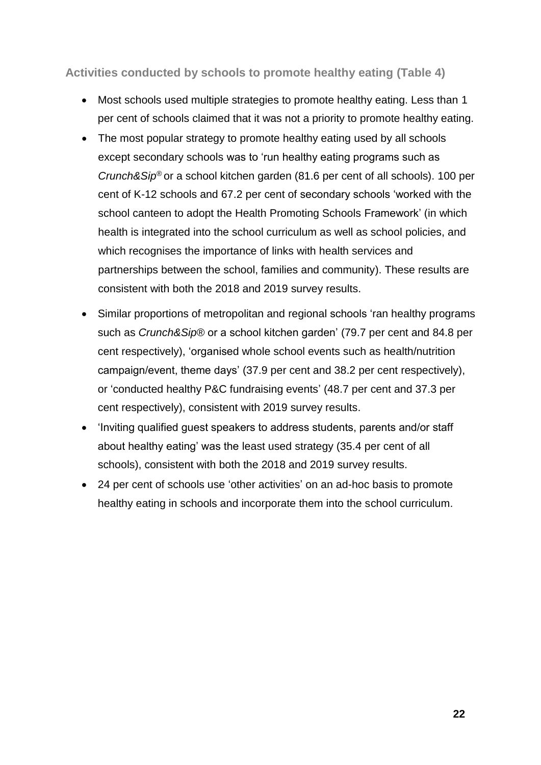### Activities conducted by schools to promote healthy eating (Table 4)

- Most schools used multiple strategies to promote healthy eating. Less than 1 per cent of schools claimed that it was not a priority to promote healthy eating.
- The most popular strategy to promote healthy eating used by all schools except secondary schools was to 'run healthy eating programs such as *Crunch&Sip®* or a school kitchen garden (81.6 per cent of all schools). 100 per cent of K-12 schools and 67.2 per cent of secondary schools 'worked with the school canteen to adopt the Health Promoting Schools Framework' (in which health is integrated into the school curriculum as well as school policies, and which recognises the importance of links with health services and partnerships between the school, families and community). These results are consistent with both the 2018 and 2019 survey results.
- Similar proportions of metropolitan and regional schools 'ran healthy programs such as *Crunch&Sip®* or a school kitchen garden' (79.7 per cent and 84.8 per cent respectively), 'organised whole school events such as health/nutrition campaign/event, theme days' (37.9 per cent and 38.2 per cent respectively), or 'conducted healthy P&C fundraising events' (48.7 per cent and 37.3 per cent respectively), consistent with 2019 survey results.
- 'Inviting qualified guest speakers to address students, parents and/or staff about healthy eating' was the least used strategy (35.4 per cent of all schools), consistent with both the 2018 and 2019 survey results.
- 24 per cent of schools use 'other activities' on an ad-hoc basis to promote healthy eating in schools and incorporate them into the school curriculum.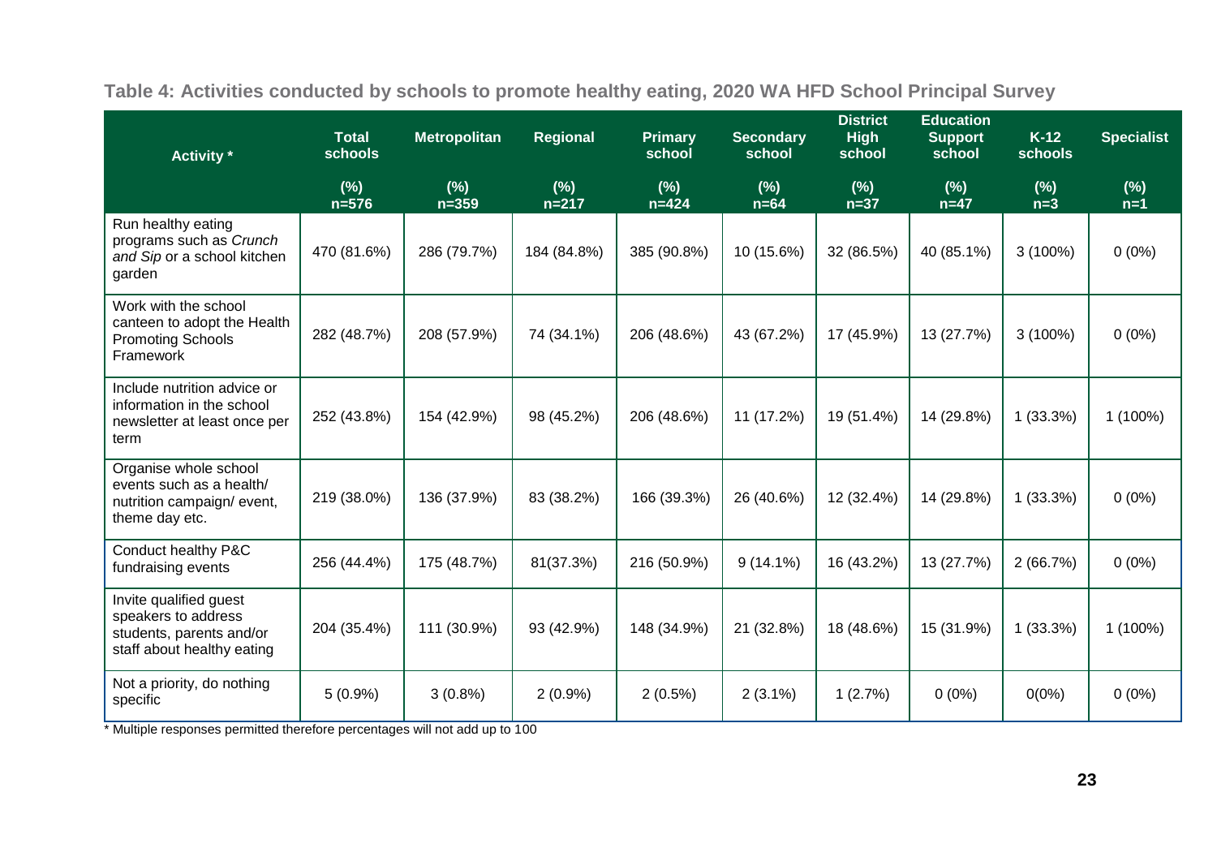**Table 4: Activities conducted by schools to promote healthy eating, 2020 WA HFD School Principal Survey**

| Activity * | Total schools | Metropolitan | Regional | Primary school | Secondary school | District High school | Education Support school | K-12 schools | Specialist |
|---|---|---|---|---|---|---|---|---|---|
| | (%) n=576 | (%) n=359 | (%) n=217 | (%) n=424 | (%) n=64 | (%) n=37 | (%) n=47 | (%) n=3 | (%) n=1 |
| Run healthy eating programs such as *Crunch and Sip* or a school kitchen garden | 470 (81.6%) | 286 (79.7%) | 184 (84.8%) | 385 (90.8%) | 10 (15.6%) | 32 (86.5%) | 40 (85.1%) | 3 (100%) | 0 (0%) |
| Work with the school canteen to adopt the Health Promoting Schools Framework | 282 (48.7%) | 208 (57.9%) | 74 (34.1%) | 206 (48.6%) | 43 (67.2%) | 17 (45.9%) | 13 (27.7%) | 3 (100%) | 0 (0%) |
| Include nutrition advice or information in the school newsletter at least once per term | 252 (43.8%) | 154 (42.9%) | 98 (45.2%) | 206 (48.6%) | 11 (17.2%) | 19 (51.4%) | 14 (29.8%) | 1 (33.3%) | 1 (100%) |
| Organise whole school events such as a health/ nutrition campaign/ event, theme day etc. | 219 (38.0%) | 136 (37.9%) | 83 (38.2%) | 166 (39.3%) | 26 (40.6%) | 12 (32.4%) | 14 (29.8%) | 1 (33.3%) | 0 (0%) |
| Conduct healthy P&C fundraising events | 256 (44.4%) | 175 (48.7%) | 81(37.3%) | 216 (50.9%) | 9 (14.1%) | 16 (43.2%) | 13 (27.7%) | 2 (66.7%) | 0 (0%) |
| Invite qualified guest speakers to address students, parents and/or staff about healthy eating | 204 (35.4%) | 111 (30.9%) | 93 (42.9%) | 148 (34.9%) | 21 (32.8%) | 18 (48.6%) | 15 (31.9%) | 1 (33.3%) | 1 (100%) |
| Not a priority, do nothing specific | 5 (0.9%) | 3 (0.8%) | 2 (0.9%) | 2 (0.5%) | 2 (3.1%) | 1 (2.7%) | 0 (0%) | 0(0%) | 0 (0%) |

\* Multiple responses permitted therefore percentages will not add up to 100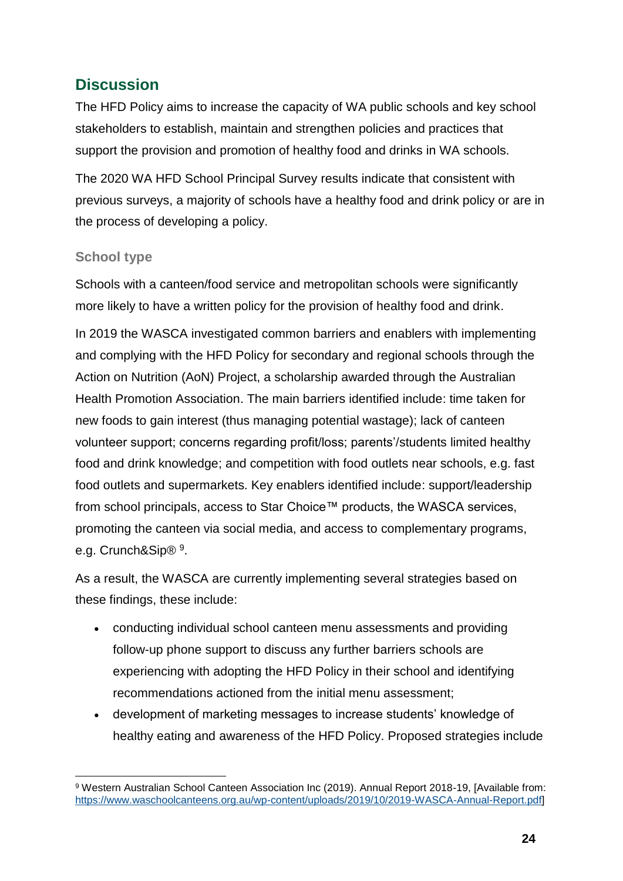## Discussion

The HFD Policy aims to increase the capacity of WA public schools and key school stakeholders to establish, maintain and strengthen policies and practices that support the provision and promotion of healthy food and drinks in WA schools.

The 2020 WA HFD School Principal Survey results indicate that consistent with previous surveys, a majority of schools have a healthy food and drink policy or are in the process of developing a policy.

### School type

Schools with a canteen/food service and metropolitan schools were significantly more likely to have a written policy for the provision of healthy food and drink.

In 2019 the WASCA investigated common barriers and enablers with implementing and complying with the HFD Policy for secondary and regional schools through the Action on Nutrition (AoN) Project, a scholarship awarded through the Australian Health Promotion Association. The main barriers identified include: time taken for new foods to gain interest (thus managing potential wastage); lack of canteen volunteer support; concerns regarding profit/loss; parents'/students limited healthy food and drink knowledge; and competition with food outlets near schools, e.g. fast food outlets and supermarkets. Key enablers identified include: support/leadership from school principals, access to Star Choice™ products, the WASCA services, promoting the canteen via social media, and access to complementary programs, e.g. Crunch&Sip® [9].

As a result, the WASCA are currently implementing several strategies based on these findings, these include:

- conducting individual school canteen menu assessments and providing follow-up phone support to discuss any further barriers schools are experiencing with adopting the HFD Policy in their school and identifying recommendations actioned from the initial menu assessment;
- development of marketing messages to increase students' knowledge of healthy eating and awareness of the HFD Policy. Proposed strategies include

[9] Western Australian School Canteen Association Inc (2019). Annual Report 2018-19, [Available from: https://www.waschoolcanteens.org.au/wp-content/uploads/2019/10/2019-WASCA-Annual-Report.pdf]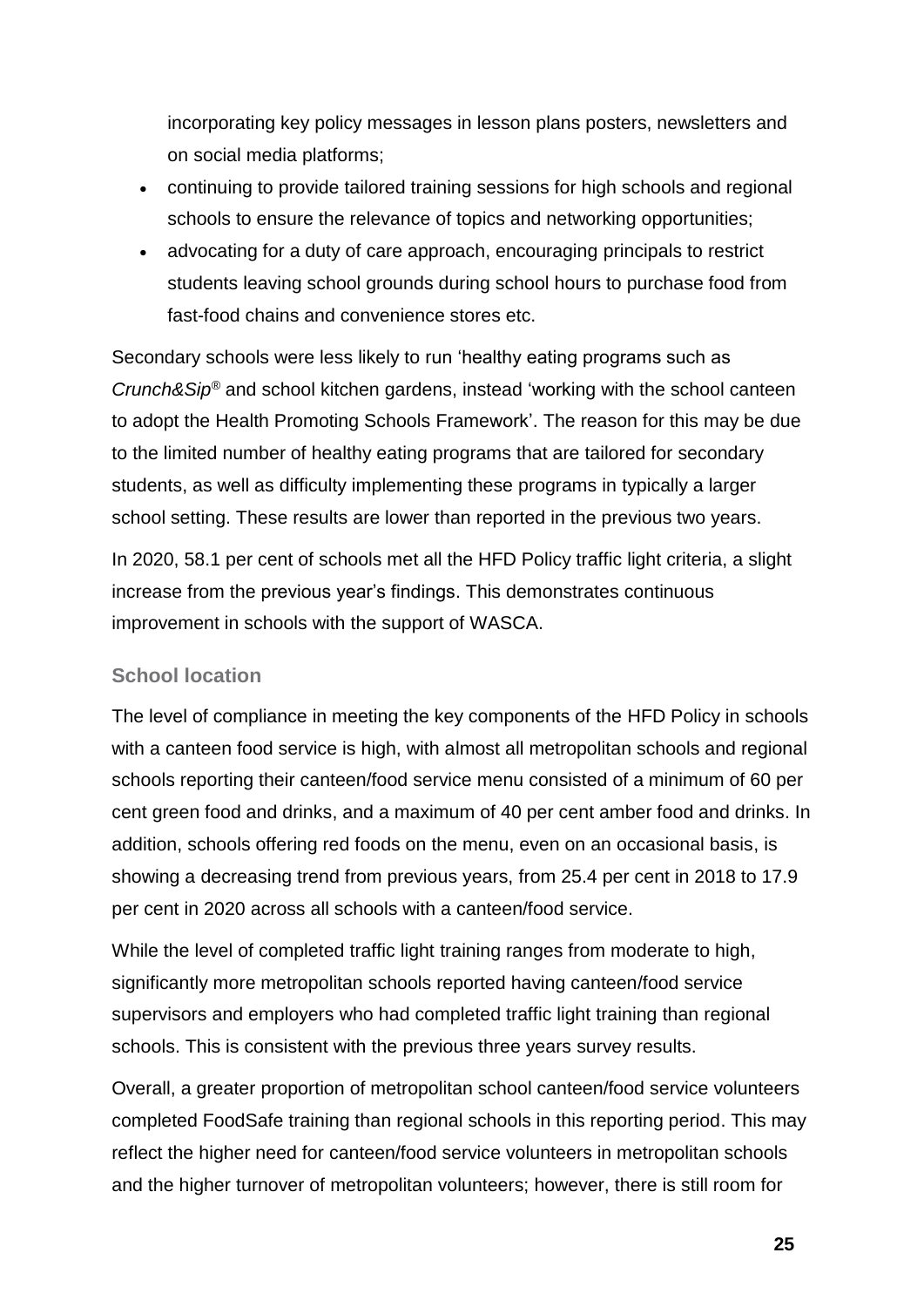incorporating key policy messages in lesson plans posters, newsletters and on social media platforms;

- continuing to provide tailored training sessions for high schools and regional schools to ensure the relevance of topics and networking opportunities;
- advocating for a duty of care approach, encouraging principals to restrict students leaving school grounds during school hours to purchase food from fast-food chains and convenience stores etc.

Secondary schools were less likely to run 'healthy eating programs such as *Crunch&Sip*® and school kitchen gardens, instead 'working with the school canteen to adopt the Health Promoting Schools Framework'. The reason for this may be due to the limited number of healthy eating programs that are tailored for secondary students, as well as difficulty implementing these programs in typically a larger school setting. These results are lower than reported in the previous two years.

In 2020, 58.1 per cent of schools met all the HFD Policy traffic light criteria, a slight increase from the previous year's findings. This demonstrates continuous improvement in schools with the support of WASCA.

### School location

The level of compliance in meeting the key components of the HFD Policy in schools with a canteen food service is high, with almost all metropolitan schools and regional schools reporting their canteen/food service menu consisted of a minimum of 60 per cent green food and drinks, and a maximum of 40 per cent amber food and drinks. In addition, schools offering red foods on the menu, even on an occasional basis, is showing a decreasing trend from previous years, from 25.4 per cent in 2018 to 17.9 per cent in 2020 across all schools with a canteen/food service.

While the level of completed traffic light training ranges from moderate to high, significantly more metropolitan schools reported having canteen/food service supervisors and employers who had completed traffic light training than regional schools. This is consistent with the previous three years survey results.

Overall, a greater proportion of metropolitan school canteen/food service volunteers completed FoodSafe training than regional schools in this reporting period. This may reflect the higher need for canteen/food service volunteers in metropolitan schools and the higher turnover of metropolitan volunteers; however, there is still room for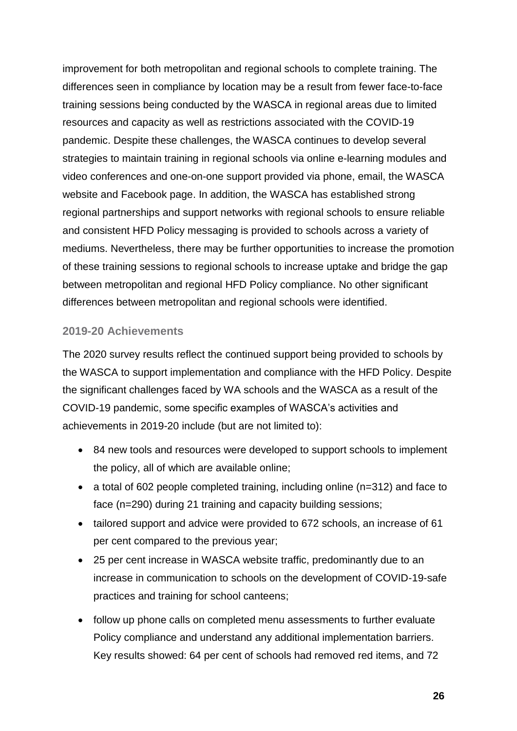improvement for both metropolitan and regional schools to complete training. The differences seen in compliance by location may be a result from fewer face-to-face training sessions being conducted by the WASCA in regional areas due to limited resources and capacity as well as restrictions associated with the COVID-19 pandemic. Despite these challenges, the WASCA continues to develop several strategies to maintain training in regional schools via online e-learning modules and video conferences and one-on-one support provided via phone, email, the WASCA website and Facebook page. In addition, the WASCA has established strong regional partnerships and support networks with regional schools to ensure reliable and consistent HFD Policy messaging is provided to schools across a variety of mediums. Nevertheless, there may be further opportunities to increase the promotion of these training sessions to regional schools to increase uptake and bridge the gap between metropolitan and regional HFD Policy compliance. No other significant differences between metropolitan and regional schools were identified.

### 2019-20 Achievements

The 2020 survey results reflect the continued support being provided to schools by the WASCA to support implementation and compliance with the HFD Policy. Despite the significant challenges faced by WA schools and the WASCA as a result of the COVID-19 pandemic, some specific examples of WASCA's activities and achievements in 2019-20 include (but are not limited to):

- 84 new tools and resources were developed to support schools to implement the policy, all of which are available online;
- a total of 602 people completed training, including online (n=312) and face to face (n=290) during 21 training and capacity building sessions;
- tailored support and advice were provided to 672 schools, an increase of 61 per cent compared to the previous year;
- 25 per cent increase in WASCA website traffic, predominantly due to an increase in communication to schools on the development of COVID-19-safe practices and training for school canteens;
- follow up phone calls on completed menu assessments to further evaluate Policy compliance and understand any additional implementation barriers. Key results showed: 64 per cent of schools had removed red items, and 72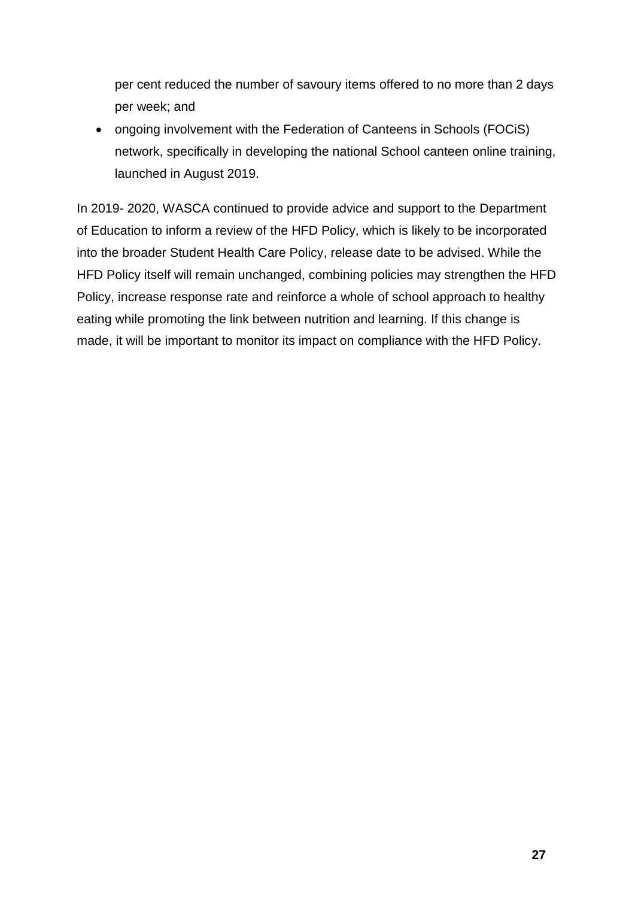per cent reduced the number of savoury items offered to no more than 2 days per week; and

- ongoing involvement with the Federation of Canteens in Schools (FOCiS) network, specifically in developing the national School canteen online training, launched in August 2019.

In 2019- 2020, WASCA continued to provide advice and support to the Department of Education to inform a review of the HFD Policy, which is likely to be incorporated into the broader Student Health Care Policy, release date to be advised. While the HFD Policy itself will remain unchanged, combining policies may strengthen the HFD Policy, increase response rate and reinforce a whole of school approach to healthy eating while promoting the link between nutrition and learning. If this change is made, it will be important to monitor its impact on compliance with the HFD Policy.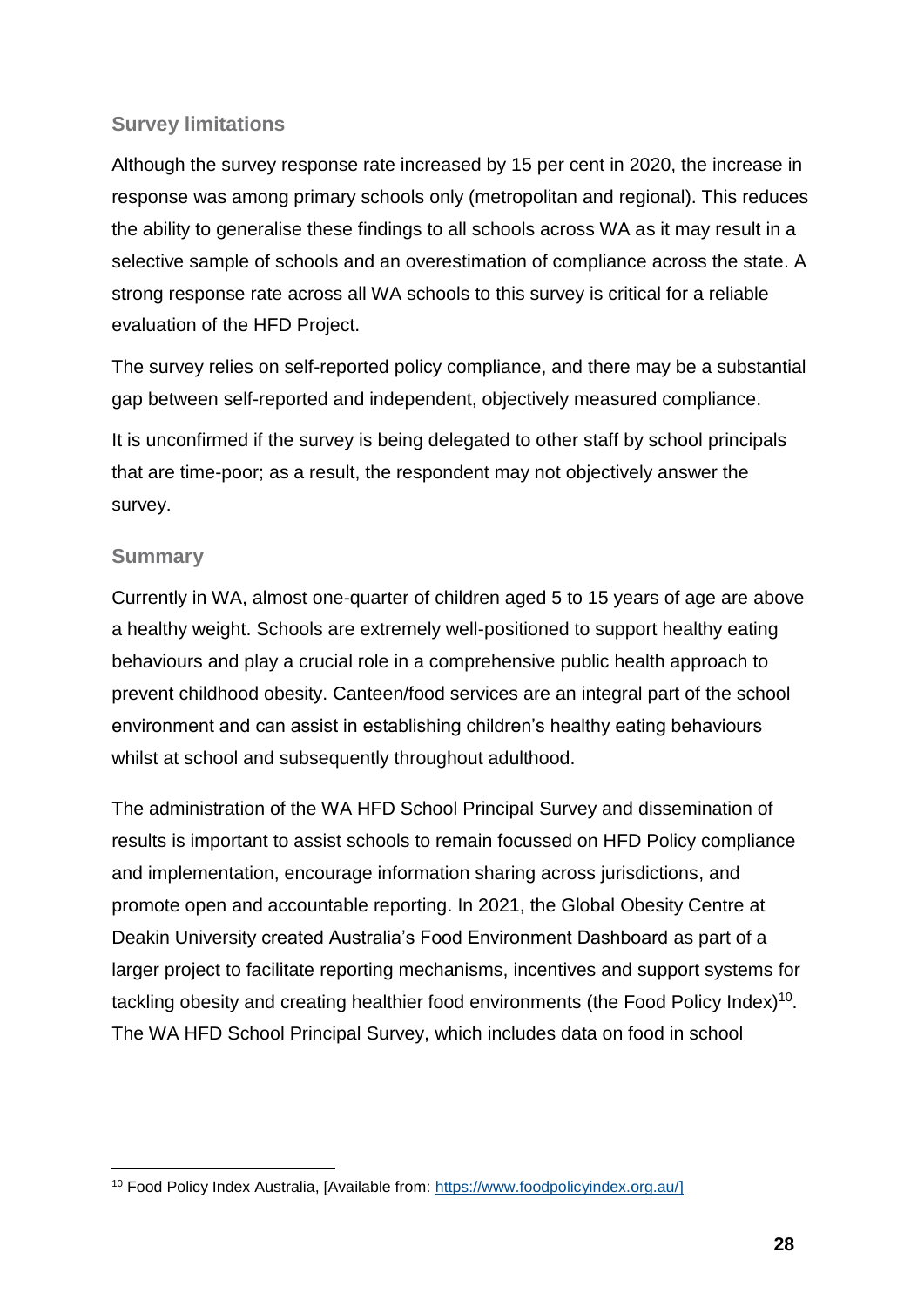### Survey limitations

Although the survey response rate increased by 15 per cent in 2020, the increase in response was among primary schools only (metropolitan and regional). This reduces the ability to generalise these findings to all schools across WA as it may result in a selective sample of schools and an overestimation of compliance across the state. A strong response rate across all WA schools to this survey is critical for a reliable evaluation of the HFD Project.

The survey relies on self-reported policy compliance, and there may be a substantial gap between self-reported and independent, objectively measured compliance.

It is unconfirmed if the survey is being delegated to other staff by school principals that are time-poor; as a result, the respondent may not objectively answer the survey.

### Summary

Currently in WA, almost one-quarter of children aged 5 to 15 years of age are above a healthy weight. Schools are extremely well-positioned to support healthy eating behaviours and play a crucial role in a comprehensive public health approach to prevent childhood obesity. Canteen/food services are an integral part of the school environment and can assist in establishing children's healthy eating behaviours whilst at school and subsequently throughout adulthood.

The administration of the WA HFD School Principal Survey and dissemination of results is important to assist schools to remain focussed on HFD Policy compliance and implementation, encourage information sharing across jurisdictions, and promote open and accountable reporting. In 2021, the Global Obesity Centre at Deakin University created Australia's Food Environment Dashboard as part of a larger project to facilitate reporting mechanisms, incentives and support systems for tackling obesity and creating healthier food environments (the Food Policy Index)[10]. The WA HFD School Principal Survey, which includes data on food in school

---

[10] Food Policy Index Australia, [Available from: https://www.foodpolicyindex.org.au/]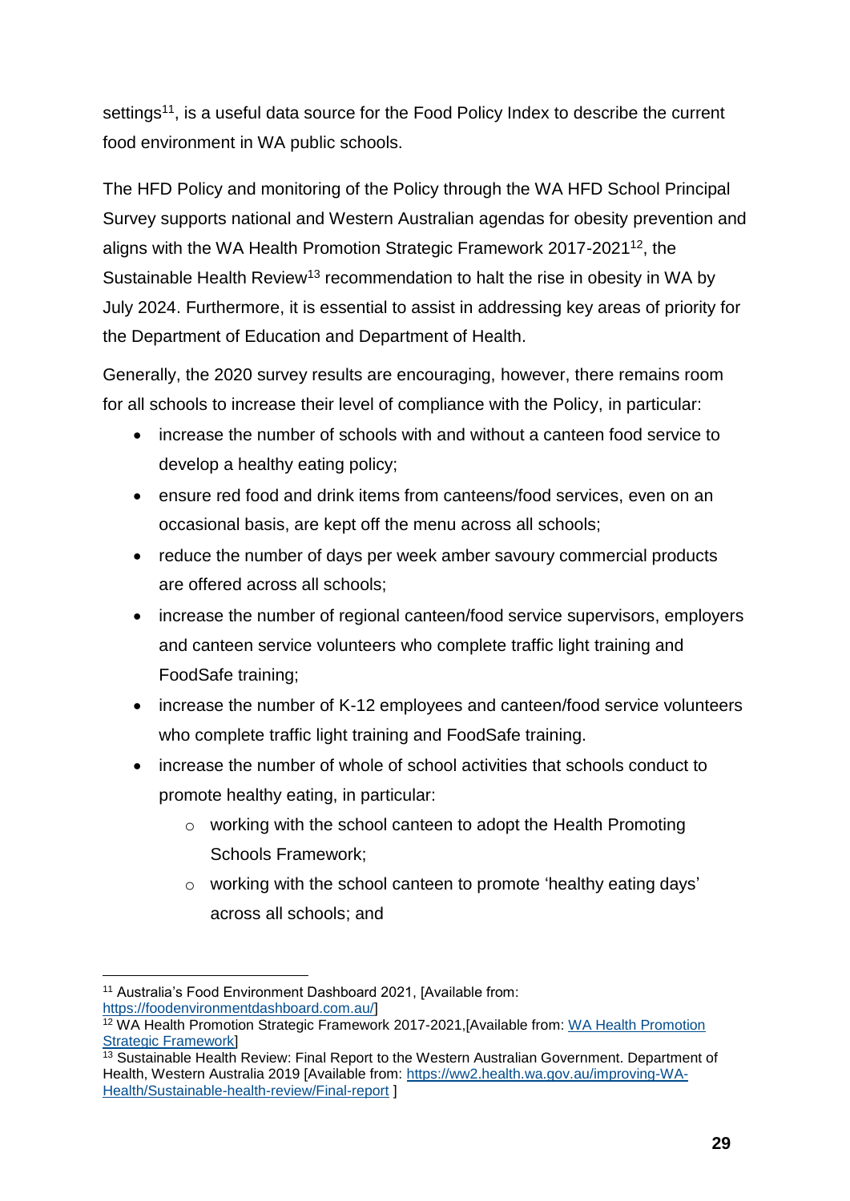settings[11], is a useful data source for the Food Policy Index to describe the current food environment in WA public schools.

The HFD Policy and monitoring of the Policy through the WA HFD School Principal Survey supports national and Western Australian agendas for obesity prevention and aligns with the WA Health Promotion Strategic Framework 2017-2021[12], the Sustainable Health Review[13] recommendation to halt the rise in obesity in WA by July 2024. Furthermore, it is essential to assist in addressing key areas of priority for the Department of Education and Department of Health.

Generally, the 2020 survey results are encouraging, however, there remains room for all schools to increase their level of compliance with the Policy, in particular:

- increase the number of schools with and without a canteen food service to develop a healthy eating policy;
- ensure red food and drink items from canteens/food services, even on an occasional basis, are kept off the menu across all schools;
- reduce the number of days per week amber savoury commercial products are offered across all schools;
- increase the number of regional canteen/food service supervisors, employers and canteen service volunteers who complete traffic light training and FoodSafe training;
- increase the number of K-12 employees and canteen/food service volunteers who complete traffic light training and FoodSafe training.
- increase the number of whole of school activities that schools conduct to promote healthy eating, in particular:
    - working with the school canteen to adopt the Health Promoting Schools Framework;
    - working with the school canteen to promote 'healthy eating days' across all schools; and

---

[11] Australia's Food Environment Dashboard 2021, [Available from: https://foodenvironmentdashboard.com.au/]

[12] WA Health Promotion Strategic Framework 2017-2021,[Available from: WA Health Promotion Strategic Framework]

[13] Sustainable Health Review: Final Report to the Western Australian Government. Department of Health, Western Australia 2019 [Available from: https://ww2.health.wa.gov.au/improving-WA-Health/Sustainable-health-review/Final-report ]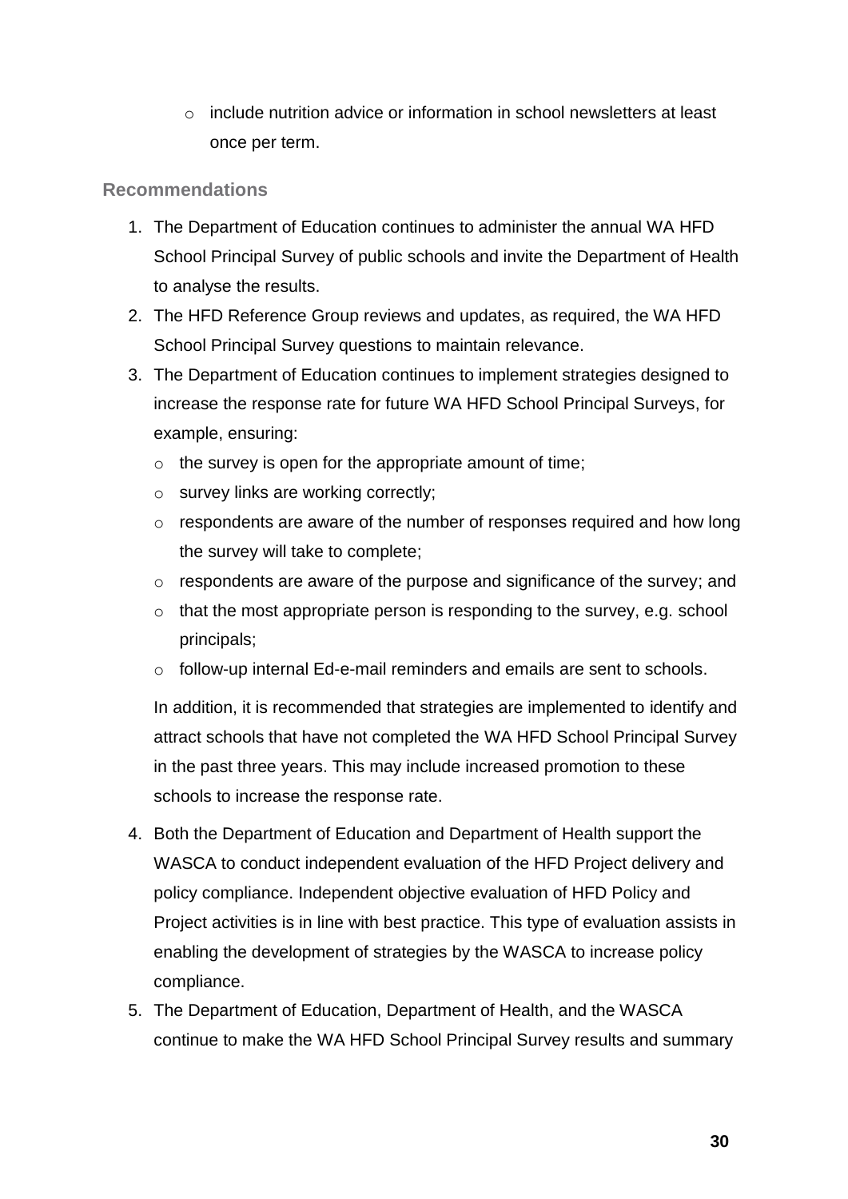- include nutrition advice or information in school newsletters at least once per term.

### Recommendations

1. The Department of Education continues to administer the annual WA HFD School Principal Survey of public schools and invite the Department of Health to analyse the results.
2. The HFD Reference Group reviews and updates, as required, the WA HFD School Principal Survey questions to maintain relevance.
3. The Department of Education continues to implement strategies designed to increase the response rate for future WA HFD School Principal Surveys, for example, ensuring:
   - the survey is open for the appropriate amount of time;
   - survey links are working correctly;
   - respondents are aware of the number of responses required and how long the survey will take to complete;
   - respondents are aware of the purpose and significance of the survey; and
   - that the most appropriate person is responding to the survey, e.g. school principals;
   - follow-up internal Ed-e-mail reminders and emails are sent to schools.

   In addition, it is recommended that strategies are implemented to identify and attract schools that have not completed the WA HFD School Principal Survey in the past three years. This may include increased promotion to these schools to increase the response rate.
4. Both the Department of Education and Department of Health support the WASCA to conduct independent evaluation of the HFD Project delivery and policy compliance. Independent objective evaluation of HFD Policy and Project activities is in line with best practice. This type of evaluation assists in enabling the development of strategies by the WASCA to increase policy compliance.
5. The Department of Education, Department of Health, and the WASCA continue to make the WA HFD School Principal Survey results and summary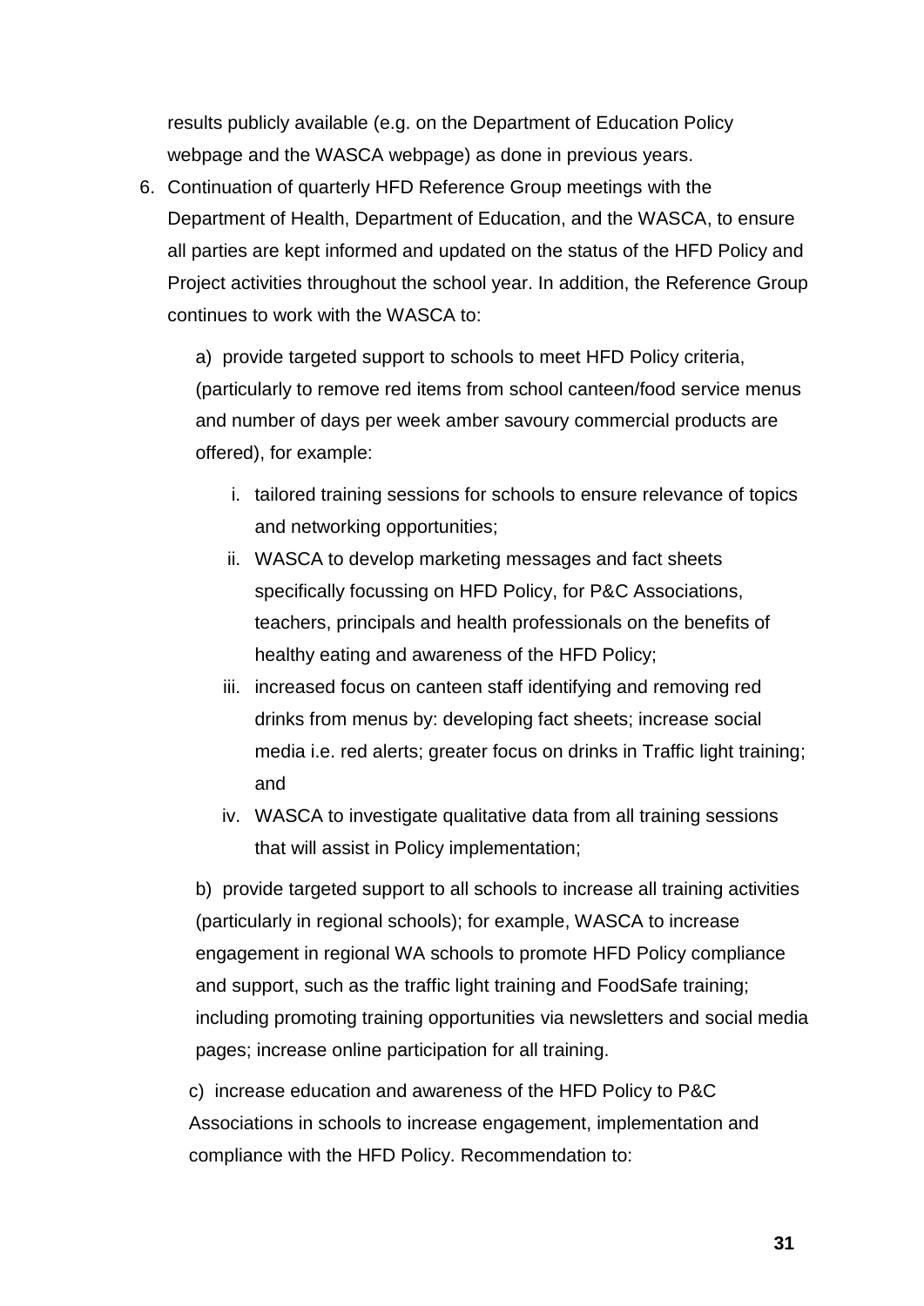results publicly available (e.g. on the Department of Education Policy webpage and the WASCA webpage) as done in previous years.

6. Continuation of quarterly HFD Reference Group meetings with the Department of Health, Department of Education, and the WASCA, to ensure all parties are kept informed and updated on the status of the HFD Policy and Project activities throughout the school year. In addition, the Reference Group continues to work with the WASCA to:

   a) provide targeted support to schools to meet HFD Policy criteria, (particularly to remove red items from school canteen/food service menus and number of days per week amber savoury commercial products are offered), for example:

      i. tailored training sessions for schools to ensure relevance of topics and networking opportunities;
      ii. WASCA to develop marketing messages and fact sheets specifically focussing on HFD Policy, for P&C Associations, teachers, principals and health professionals on the benefits of healthy eating and awareness of the HFD Policy;
      iii. increased focus on canteen staff identifying and removing red drinks from menus by: developing fact sheets; increase social media i.e. red alerts; greater focus on drinks in Traffic light training; and
      iv. WASCA to investigate qualitative data from all training sessions that will assist in Policy implementation;

   b) provide targeted support to all schools to increase all training activities (particularly in regional schools); for example, WASCA to increase engagement in regional WA schools to promote HFD Policy compliance and support, such as the traffic light training and FoodSafe training; including promoting training opportunities via newsletters and social media pages; increase online participation for all training.

   c) increase education and awareness of the HFD Policy to P&C Associations in schools to increase engagement, implementation and compliance with the HFD Policy. Recommendation to: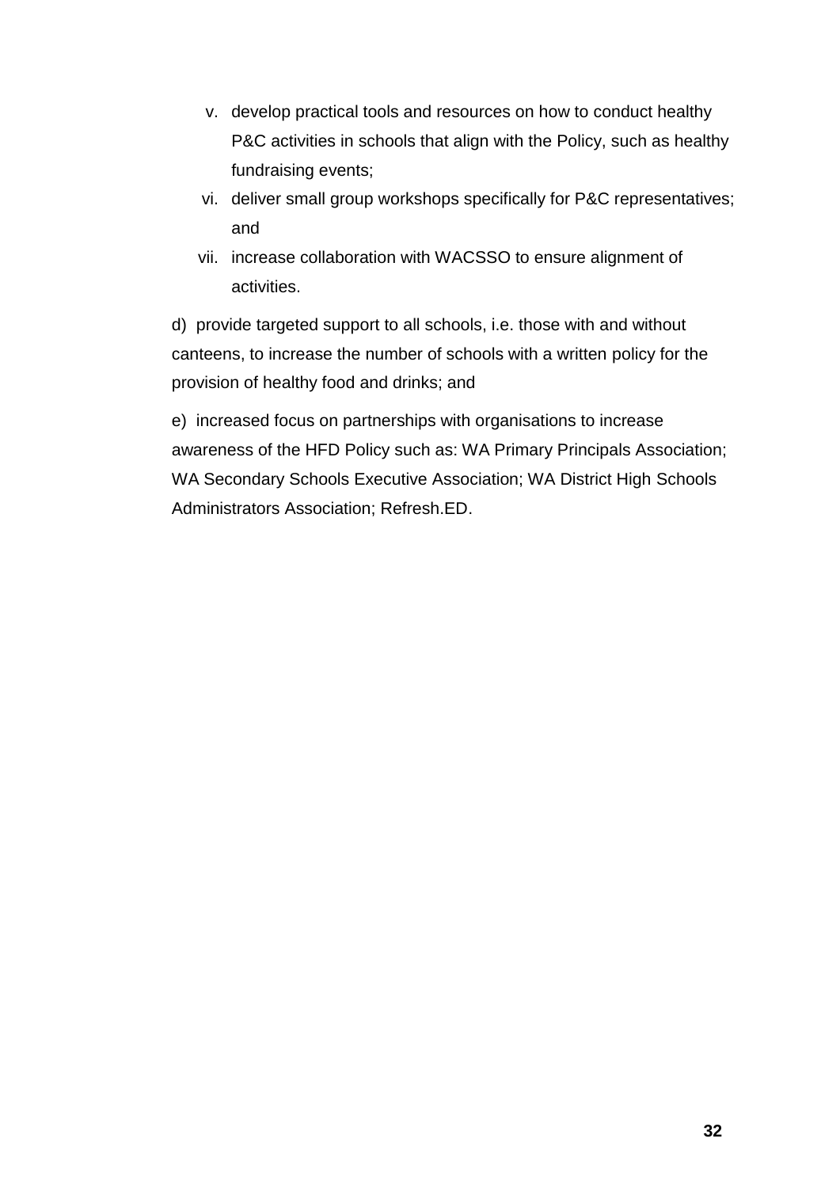v. develop practical tools and resources on how to conduct healthy P&C activities in schools that align with the Policy, such as healthy fundraising events;

vi. deliver small group workshops specifically for P&C representatives; and

vii. increase collaboration with WACSSO to ensure alignment of activities.

d) provide targeted support to all schools, i.e. those with and without canteens, to increase the number of schools with a written policy for the provision of healthy food and drinks; and

e) increased focus on partnerships with organisations to increase awareness of the HFD Policy such as: WA Primary Principals Association; WA Secondary Schools Executive Association; WA District High Schools Administrators Association; Refresh.ED.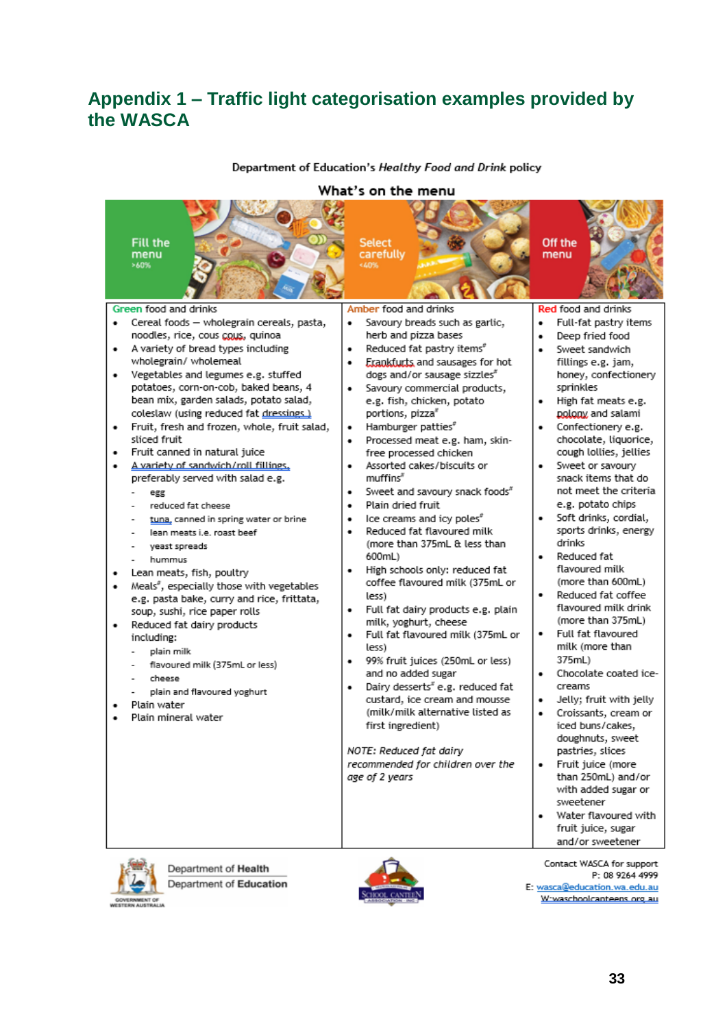## Appendix 1 – Traffic light categorisation examples provided by the WASCA

Department of Education's *Healthy Food and Drink* policy

**What's on the menu**

| Fill the menu >60% | Select carefully <40% | Off the menu |
|---|---|---|
| **Green** food and drinks | **Amber** food and drinks | **Red** food and drinks |

**Green food and drinks**

- Cereal foods – wholegrain cereals, pasta, noodles, rice, cous cous, quinoa
- A variety of bread types including wholegrain/ wholemeal
- Vegetables and legumes e.g. stuffed potatoes, corn-on-cob, baked beans, 4 bean mix, garden salads, potato salad, coleslaw (using reduced fat dressings )
- Fruit, fresh and frozen, whole, fruit salad, sliced fruit
- Fruit canned in natural juice
- A variety of sandwich/roll fillings, preferably served with salad e.g.
  - egg
  - reduced fat cheese
  - tuna, canned in spring water or brine
  - lean meats i.e. roast beef
  - yeast spreads
  - hummus
- Lean meats, fish, poultry
- Meals#, especially those with vegetables e.g. pasta bake, curry and rice, frittata, soup, sushi, rice paper rolls
- Reduced fat dairy products including:
  - plain milk
  - flavoured milk (375mL or less)
  - cheese
  - plain and flavoured yoghurt
- Plain water
- Plain mineral water

**Amber food and drinks**

- Savoury breads such as garlic, herb and pizza bases
- Reduced fat pastry items#
- Frankfurts and sausages for hot dogs and/or sausage sizzles#
- Savoury commercial products, e.g. fish, chicken, potato portions, pizza#
- Hamburger patties#
- Processed meat e.g. ham, skin-free processed chicken
- Assorted cakes/biscuits or muffins#
- Sweet and savoury snack foods#
- Plain dried fruit
- Ice creams and icy poles#
- Reduced fat flavoured milk (more than 375mL & less than 600mL)
- High schools only: reduced fat coffee flavoured milk (375mL or less)
- Full fat dairy products e.g. plain milk, yoghurt, cheese
- Full fat flavoured milk (375mL or less)
- 99% fruit juices (250mL or less) and no added sugar
- Dairy desserts# e.g. reduced fat custard, ice cream and mousse (milk/milk alternative listed as first ingredient)

*NOTE: Reduced fat dairy recommended for children over the age of 2 years*

**Red food and drinks**

- Full-fat pastry items
- Deep fried food
- Sweet sandwich fillings e.g. jam, honey, confectionery sprinkles
- High fat meats e.g. polony and salami
- Confectionery e.g. chocolate, liquorice, cough lollies, jellies
- Sweet or savoury snack items that do not meet the criteria e.g. potato chips
- Soft drinks, cordial, sports drinks, energy drinks
- Reduced fat flavoured milk (more than 600mL)
- Reduced fat coffee flavoured milk drink (more than 375mL)
- Full fat flavoured milk (more than 375mL)
- Chocolate coated ice-creams
- Jelly; fruit with jelly
- Croissants, cream or iced buns/cakes, doughnuts, sweet pastries, slices
- Fruit juice (more than 250mL) and/or with added sugar or sweetener
- Water flavoured with fruit juice, sugar and/or sweetener

Government of Western Australia – Department of Health, Department of Education

School Canteen Association Inc

Contact WASCA for support
P: 08 9264 4999
E: wasca@education.wa.edu.au
W: waschoolcanteens.org.au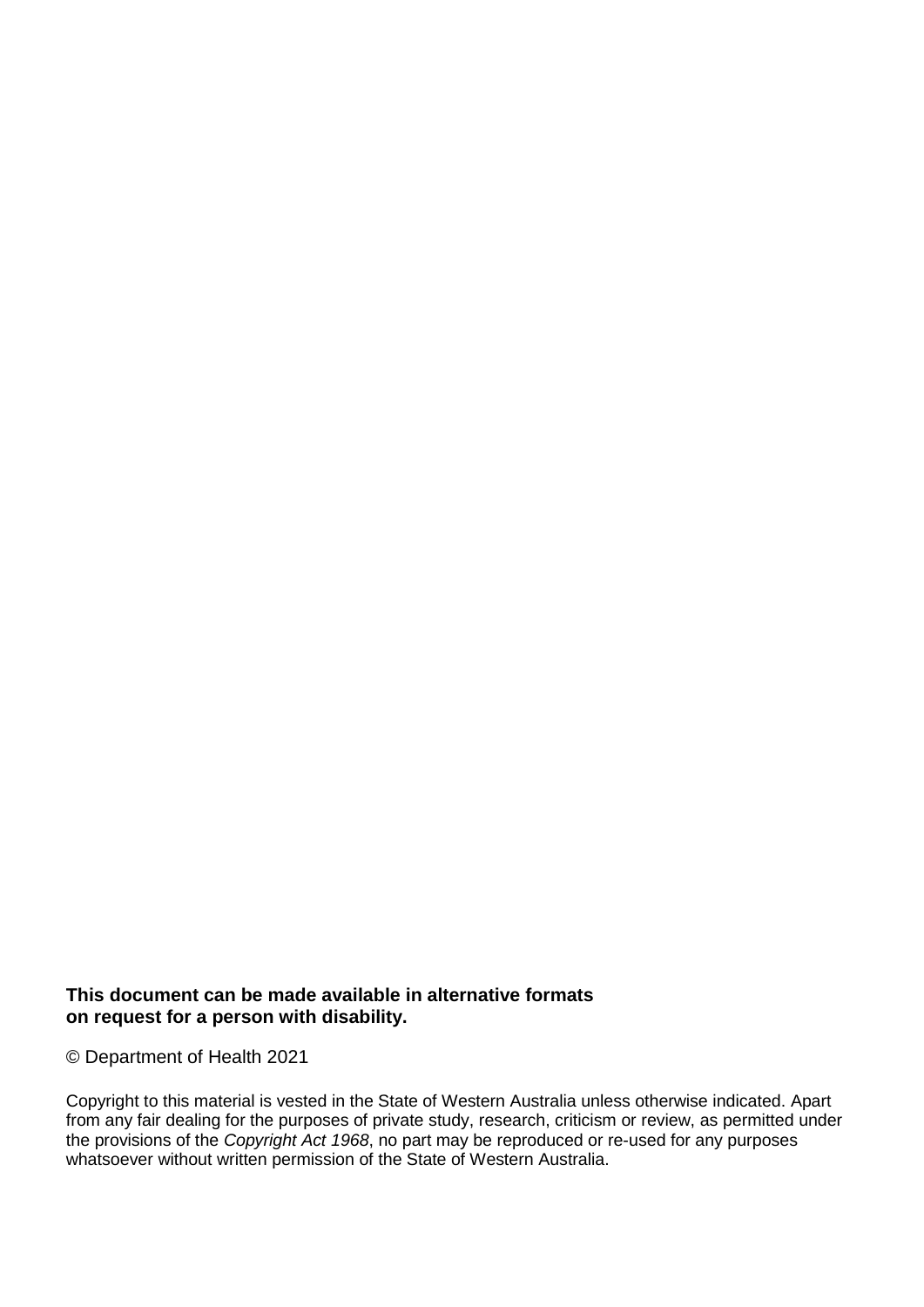**This document can be made available in alternative formats on request for a person with disability.**

© Department of Health 2021

Copyright to this material is vested in the State of Western Australia unless otherwise indicated. Apart from any fair dealing for the purposes of private study, research, criticism or review, as permitted under the provisions of the *Copyright Act 1968*, no part may be reproduced or re-used for any purposes whatsoever without written permission of the State of Western Australia.